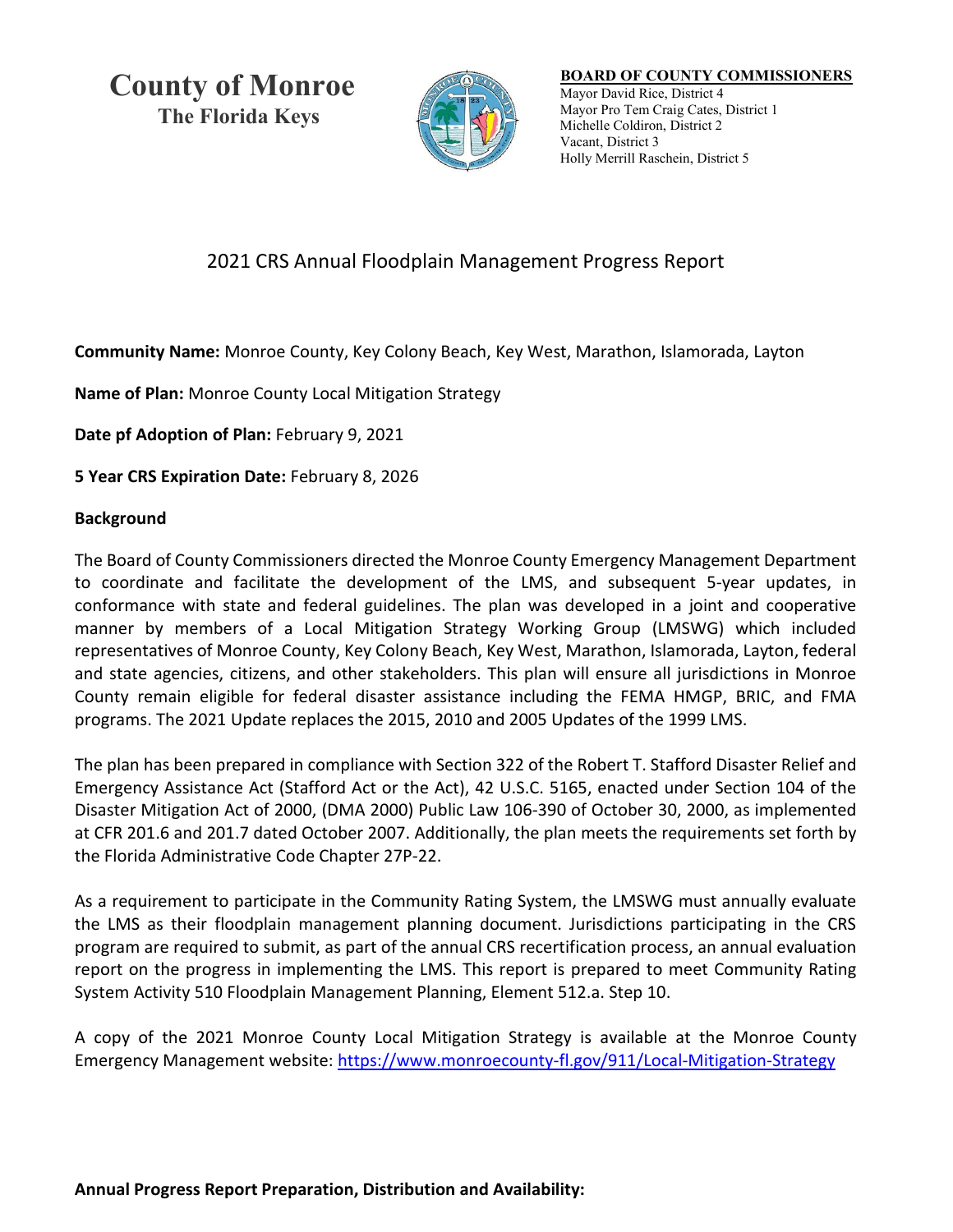# County of Monroe
## The Florida Keys

**BOARD OF COUNTY COMMISSIONERS**
Mayor David Rice, District 4
Mayor Pro Tem Craig Cates, District 1
Michelle Coldiron, District 2
Vacant, District 3
Holly Merrill Raschein, District 5

## 2021 CRS Annual Floodplain Management Progress Report

**Community Name:** Monroe County, Key Colony Beach, Key West, Marathon, Islamorada, Layton

**Name of Plan:** Monroe County Local Mitigation Strategy

**Date pf Adoption of Plan:** February 9, 2021

**5 Year CRS Expiration Date:** February 8, 2026

**Background**

The Board of County Commissioners directed the Monroe County Emergency Management Department to coordinate and facilitate the development of the LMS, and subsequent 5-year updates, in conformance with state and federal guidelines. The plan was developed in a joint and cooperative manner by members of a Local Mitigation Strategy Working Group (LMSWG) which included representatives of Monroe County, Key Colony Beach, Key West, Marathon, Islamorada, Layton, federal and state agencies, citizens, and other stakeholders. This plan will ensure all jurisdictions in Monroe County remain eligible for federal disaster assistance including the FEMA HMGP, BRIC, and FMA programs. The 2021 Update replaces the 2015, 2010 and 2005 Updates of the 1999 LMS.

The plan has been prepared in compliance with Section 322 of the Robert T. Stafford Disaster Relief and Emergency Assistance Act (Stafford Act or the Act), 42 U.S.C. 5165, enacted under Section 104 of the Disaster Mitigation Act of 2000, (DMA 2000) Public Law 106-390 of October 30, 2000, as implemented at CFR 201.6 and 201.7 dated October 2007. Additionally, the plan meets the requirements set forth by the Florida Administrative Code Chapter 27P-22.

As a requirement to participate in the Community Rating System, the LMSWG must annually evaluate the LMS as their floodplain management planning document. Jurisdictions participating in the CRS program are required to submit, as part of the annual CRS recertification process, an annual evaluation report on the progress in implementing the LMS. This report is prepared to meet Community Rating System Activity 510 Floodplain Management Planning, Element 512.a. Step 10.

A copy of the 2021 Monroe County Local Mitigation Strategy is available at the Monroe County Emergency Management website: https://www.monroecounty-fl.gov/911/Local-Mitigation-Strategy

**Annual Progress Report Preparation, Distribution and Availability:**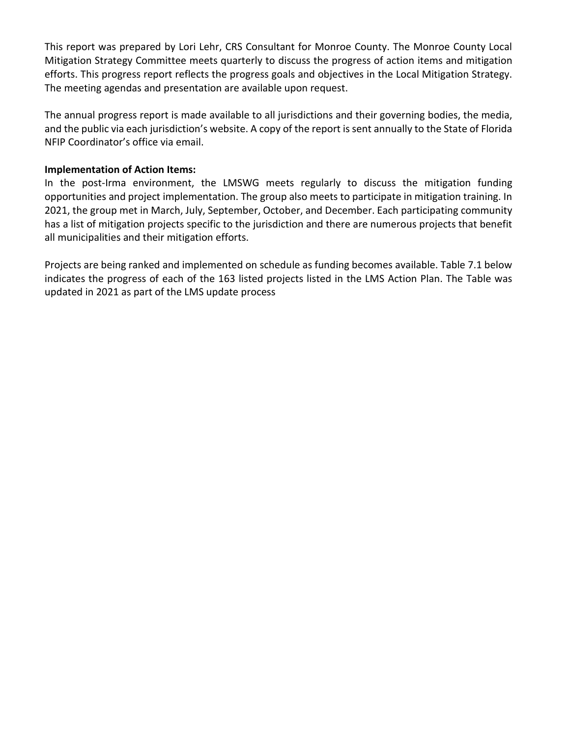This report was prepared by Lori Lehr, CRS Consultant for Monroe County. The Monroe County Local Mitigation Strategy Committee meets quarterly to discuss the progress of action items and mitigation efforts. This progress report reflects the progress goals and objectives in the Local Mitigation Strategy. The meeting agendas and presentation are available upon request.

The annual progress report is made available to all jurisdictions and their governing bodies, the media, and the public via each jurisdiction's website. A copy of the report is sent annually to the State of Florida NFIP Coordinator's office via email.

**Implementation of Action Items:**

In the post-Irma environment, the LMSWG meets regularly to discuss the mitigation funding opportunities and project implementation. The group also meets to participate in mitigation training. In 2021, the group met in March, July, September, October, and December. Each participating community has a list of mitigation projects specific to the jurisdiction and there are numerous projects that benefit all municipalities and their mitigation efforts.

Projects are being ranked and implemented on schedule as funding becomes available. Table 7.1 below indicates the progress of each of the 163 listed projects listed in the LMS Action Plan. The Table was updated in 2021 as part of the LMS update process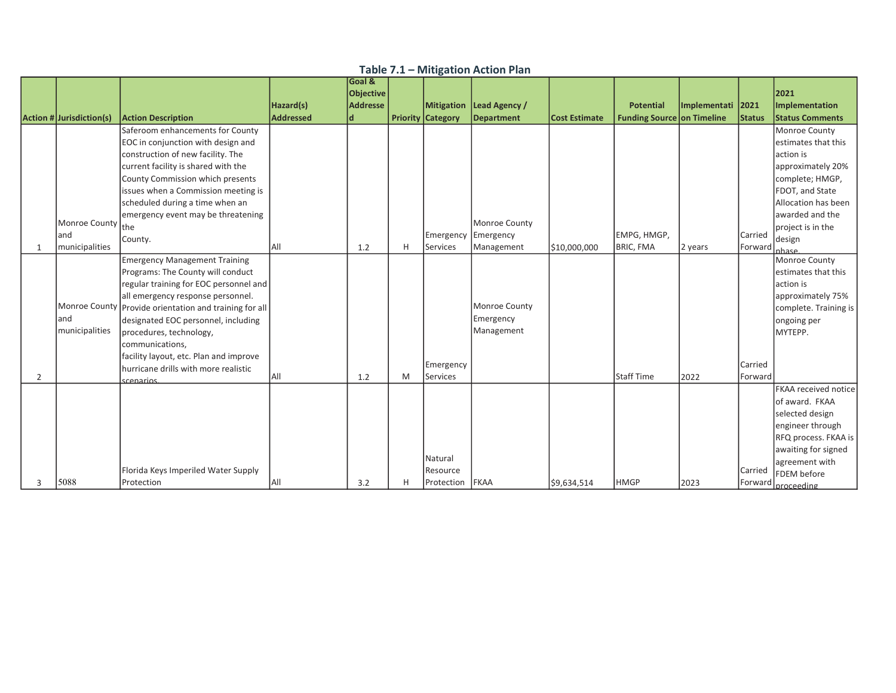**Table 7.1 – Mitigation Action Plan**

| Action # | Jurisdiction(s) | Action Description | Hazard(s) Addressed | Goal & Objective Addressed | Priority | Mitigation Category | Lead Agency / Department | Cost Estimate | Potential Funding Source | Implementation Timeline | 2021 Status | 2021 Implementation Status Comments |
|---|---|---|---|---|---|---|---|---|---|---|---|---|
| 1 | Monroe County and municipalities | Saferoom enhancements for County EOC in conjunction with design and construction of new facility. The current facility is shared with the County Commission which presents issues when a Commission meeting is scheduled during a time when an emergency event may be threatening the County. | All | 1.2 | H | Emergency Services | Monroe County Emergency Management | $10,000,000 | EMPG, HMGP, BRIC, FMA | 2 years | Carried Forward | Monroe County estimates that this action is approximately 20% complete; HMGP, FDOT, and State Allocation has been awarded and the project is in the design phase. |
| 2 | Monroe County and municipalities | Emergency Management Training Programs: The County will conduct regular training for EOC personnel and all emergency response personnel. Provide orientation and training for all designated EOC personnel, including procedures, technology, communications, facility layout, etc. Plan and improve hurricane drills with more realistic scenarios. | All | 1.2 | M | Emergency Services | Monroe County Emergency Management | | Staff Time | 2022 | Carried Forward | Monroe County estimates that this action is approximately 75% complete. Training is ongoing per MYTEPP. |
| 3 | 5088 | Florida Keys Imperiled Water Supply Protection | All | 3.2 | H | Natural Resource Protection | FKAA | $9,634,514 | HMGP | 2023 | Carried Forward | FKAA received notice of award. FKAA selected design engineer through RFQ process. FKAA is awaiting for signed agreement with FDEM before proceeding. |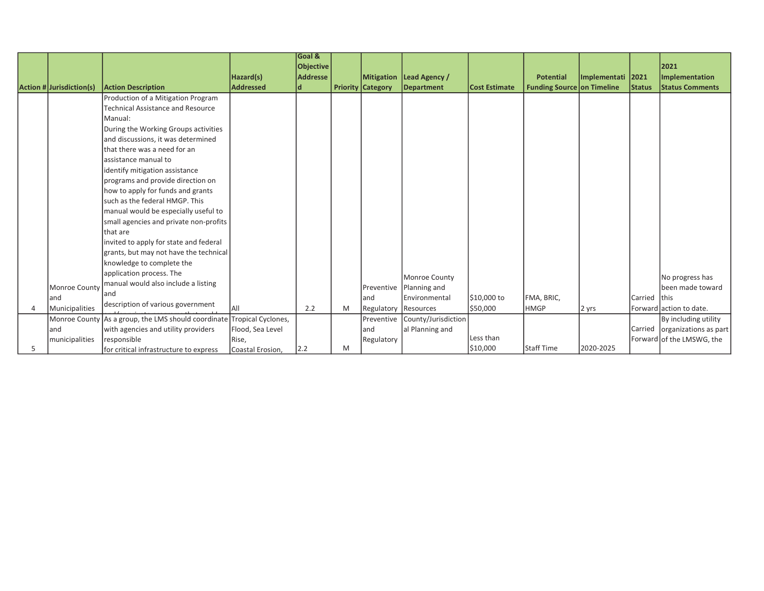| Action # | Jurisdiction(s) | Action Description | Hazard(s) Addressed | Goal & Objective Addressed | Priority | Mitigation Category | Lead Agency / Department | Cost Estimate | Potential Funding Source | Implementation Timeline | 2021 Status | 2021 Implementation Status Comments |
|---|---|---|---|---|---|---|---|---|---|---|---|---|
| 4 | Monroe County and Municipalities | Production of a Mitigation Program Technical Assistance and Resource Manual: During the Working Groups activities and discussions, it was determined that there was a need for an assistance manual to identify mitigation assistance programs and provide direction on how to apply for funds and grants such as the federal HMGP. This manual would be especially useful to small agencies and private non-profits that are invited to apply for state and federal grants, but may not have the technical knowledge to complete the application process. The manual would also include a listing and description of various government | All | 2.2 | M | Preventive and Regulatory | Monroe County Planning and Environmental Resources | $10,000 to $50,000 | FMA, BRIC, HMGP | 2 yrs | Carried Forward | No progress has been made toward this action to date. |
| 5 | Monroe County and municipalities | As a group, the LMS should coordinate with agencies and utility providers responsible for critical infrastructure to express | Tropical Cyclones, Flood, Sea Level Rise, Coastal Erosion, | 2.2 | M | Preventive and Regulatory | County/Jurisdictional Planning and | Less than $10,000 | Staff Time | 2020-2025 | Carried Forward | By including utility organizations as part of the LMSWG, the |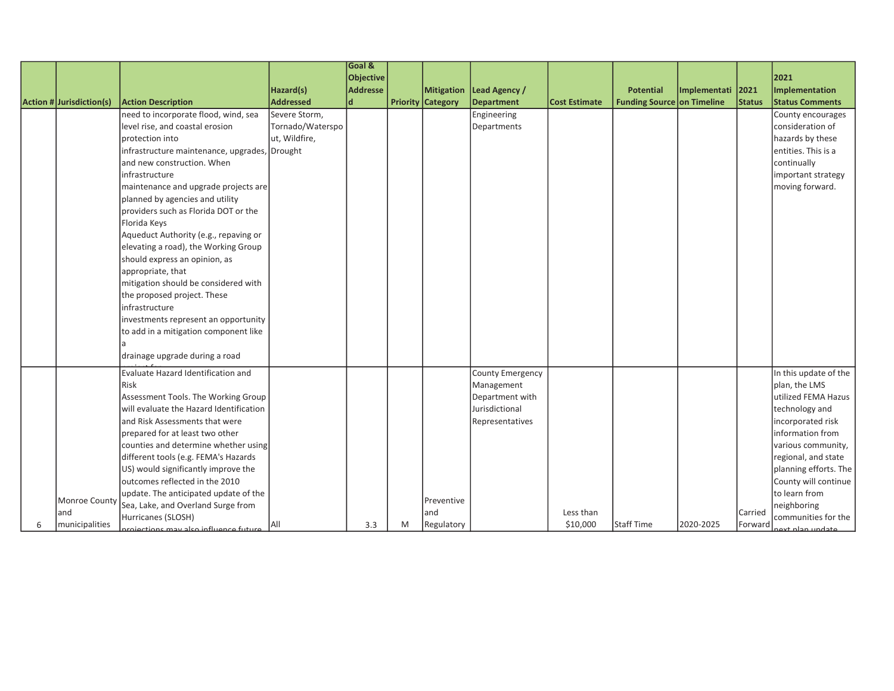| Action # | Jurisdiction(s) | Action Description | Hazard(s) Addressed | Goal & Objective Addressed | Priority | Mitigation Category | Lead Agency / Department | Cost Estimate | Potential Funding Source | Implementation Timeline | 2021 Status | 2021 Implementation Status Comments |
|---|---|---|---|---|---|---|---|---|---|---|---|---|
| | | need to incorporate flood, wind, sea level rise, and coastal erosion protection into infrastructure maintenance, upgrades, and new construction. When infrastructure maintenance and upgrade projects are planned by agencies and utility providers such as Florida DOT or the Florida Keys Aqueduct Authority (e.g., repaving or elevating a road), the Working Group should express an opinion, as appropriate, that mitigation should be considered with the proposed project. These infrastructure investments represent an opportunity to add in a mitigation component like a drainage upgrade during a road | Severe Storm, Tornado/Waterspout, Wildfire, Drought | | | | Engineering Departments | | | | | County encourages consideration of hazards by these entities. This is a continually important strategy moving forward. |
| 6 | Monroe County and municipalities | Evaluate Hazard Identification and Risk Assessment Tools. The Working Group will evaluate the Hazard Identification and Risk Assessments that were prepared for at least two other counties and determine whether using different tools (e.g. FEMA's Hazards US) would significantly improve the outcomes reflected in the 2010 update. The anticipated update of the Sea, Lake, and Overland Surge from Hurricanes (SLOSH) projections may also influence future | All | 3.3 | M | Preventive and Regulatory | County Emergency Management Department with Jurisdictional Representatives | Less than $10,000 | Staff Time | 2020-2025 | Carried Forward | In this update of the plan, the LMS utilized FEMA Hazus technology and incorporated risk information from various community, regional, and state planning efforts. The County will continue to learn from neighboring communities for the next plan update |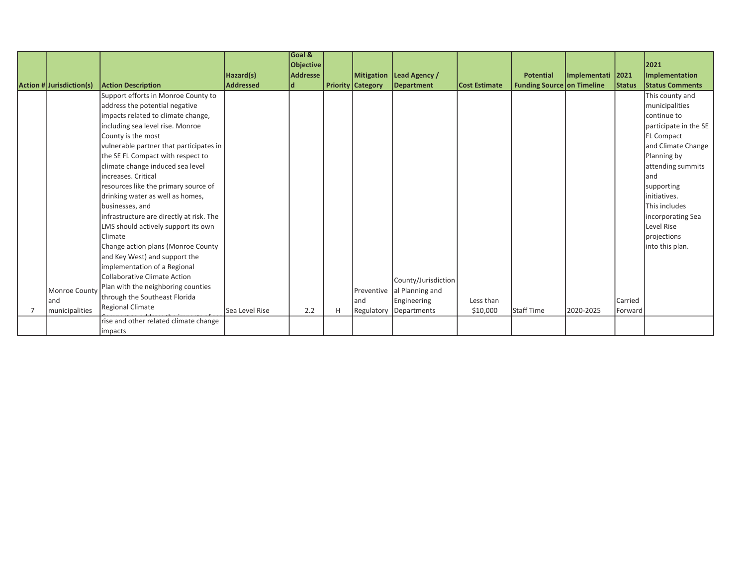| Action # | Jurisdiction(s) | Action Description | Hazard(s) Addressed | Goal & Objective Addressed | Priority | Mitigation Category | Lead Agency / Department | Cost Estimate | Potential Funding Source | Implementation Timeline | 2021 Status | 2021 Implementation Status Comments |
|---|---|---|---|---|---|---|---|---|---|---|---|---|
| 7 | Monroe County and municipalities | Support efforts in Monroe County to address the potential negative impacts related to climate change, including sea level rise. Monroe County is the most vulnerable partner that participates in the SE FL Compact with respect to climate change induced sea level increases. Critical resources like the primary source of drinking water as well as homes, businesses, and infrastructure are directly at risk. The LMS should actively support its own Climate Change action plans (Monroe County and Key West) and support the implementation of a Regional Collaborative Climate Action Plan with the neighboring counties through the Southeast Florida Regional Climate Compact to address the impacts of sea rise and other related climate change impacts | Sea Level Rise | 2.2 | H | Preventive and Regulatory | County/Jurisdictional Planning and Engineering Departments | Less than $10,000 | Staff Time | 2020-2025 | Carried Forward | This county and municipalities continue to participate in the SE FL Compact and Climate Change Planning by attending summits and supporting initiatives. This includes incorporating Sea Level Rise projections into this plan. |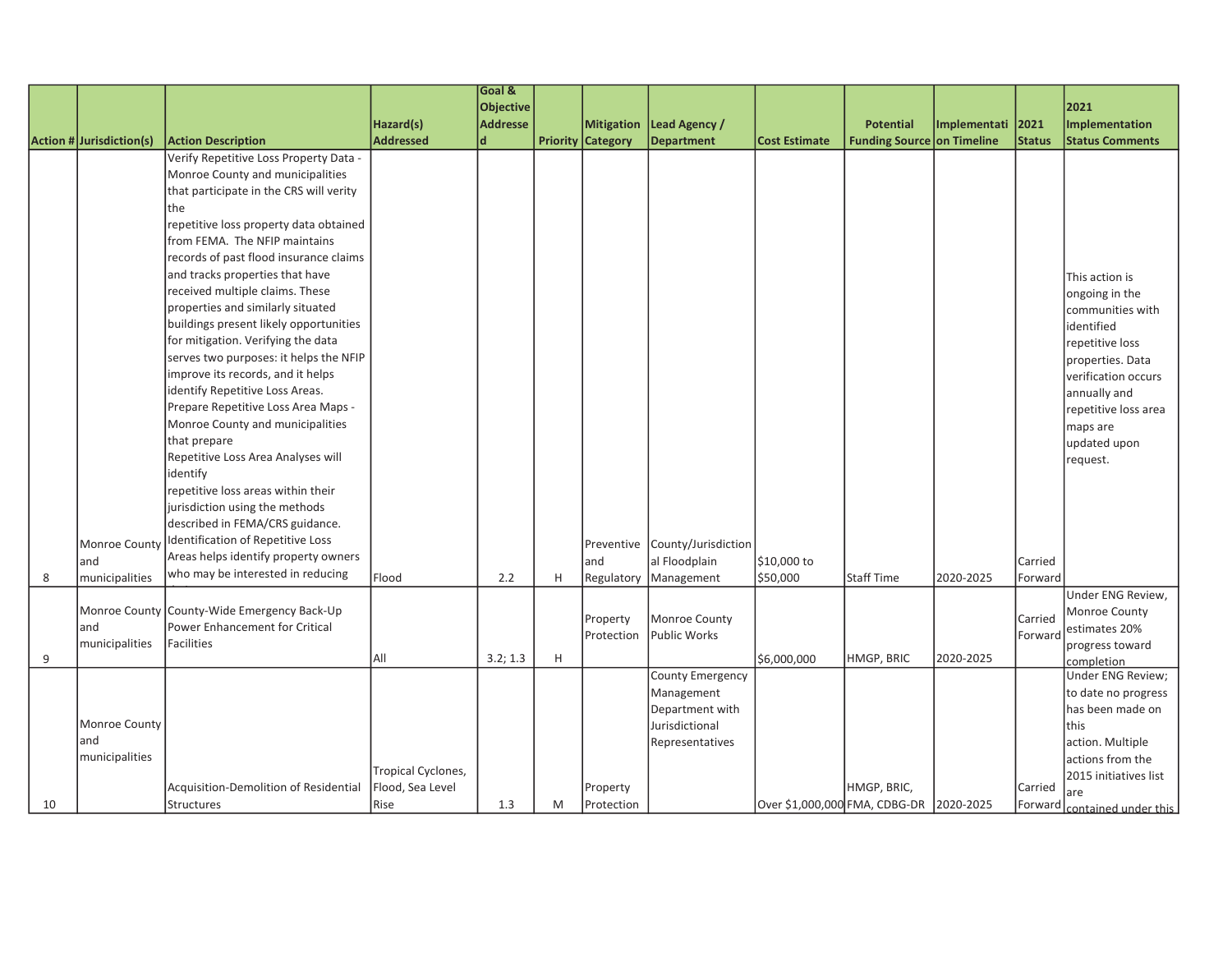| Action # | Jurisdiction(s) | Action Description | Hazard(s) Addressed | Goal & Objective Addressed | Priority | Mitigation Category | Lead Agency / Department | Cost Estimate | Potential Funding Source | Implementation Timeline | 2021 Status | 2021 Implementation Status Comments |
|---|---|---|---|---|---|---|---|---|---|---|---|---|
| 8 | Monroe County and municipalities | Verify Repetitive Loss Property Data - Monroe County and municipalities that participate in the CRS will verity the repetitive loss property data obtained from FEMA. The NFIP maintains records of past flood insurance claims and tracks properties that have received multiple claims. These properties and similarly situated buildings present likely opportunities for mitigation. Verifying the data serves two purposes: it helps the NFIP improve its records, and it helps identify Repetitive Loss Areas. Prepare Repetitive Loss Area Maps - Monroe County and municipalities that prepare Repetitive Loss Area Analyses will identify repetitive loss areas within their jurisdiction using the methods described in FEMA/CRS guidance. Identification of Repetitive Loss Areas helps identify property owners who may be interested in reducing | Flood | 2.2 | H | Preventive and Regulatory | County/Jurisdictional Floodplain Management | $10,000 to $50,000 | Staff Time | 2020-2025 | Carried Forward | This action is ongoing in the communities with identified repetitive loss properties. Data verification occurs annually and repetitive loss area maps are updated upon request. |
| 9 | Monroe County and municipalities | County-Wide Emergency Back-Up Power Enhancement for Critical Facilities | All | 3.2; 1.3 | H | Property Protection | Monroe County Public Works | $6,000,000 | HMGP, BRIC | 2020-2025 | Carried Forward | Under ENG Review, Monroe County estimates 20% progress toward completion |
| 10 | Monroe County and municipalities | Acquisition-Demolition of Residential Structures | Tropical Cyclones, Flood, Sea Level Rise | 1.3 | M | Property Protection | County Emergency Management Department with Jurisdictional Representatives | Over $1,000,000 | HMGP, BRIC, FMA, CDBG-DR | 2020-2025 | Carried Forward | Under ENG Review; to date no progress has been made on this action. Multiple actions from the 2015 initiatives list are contained under this |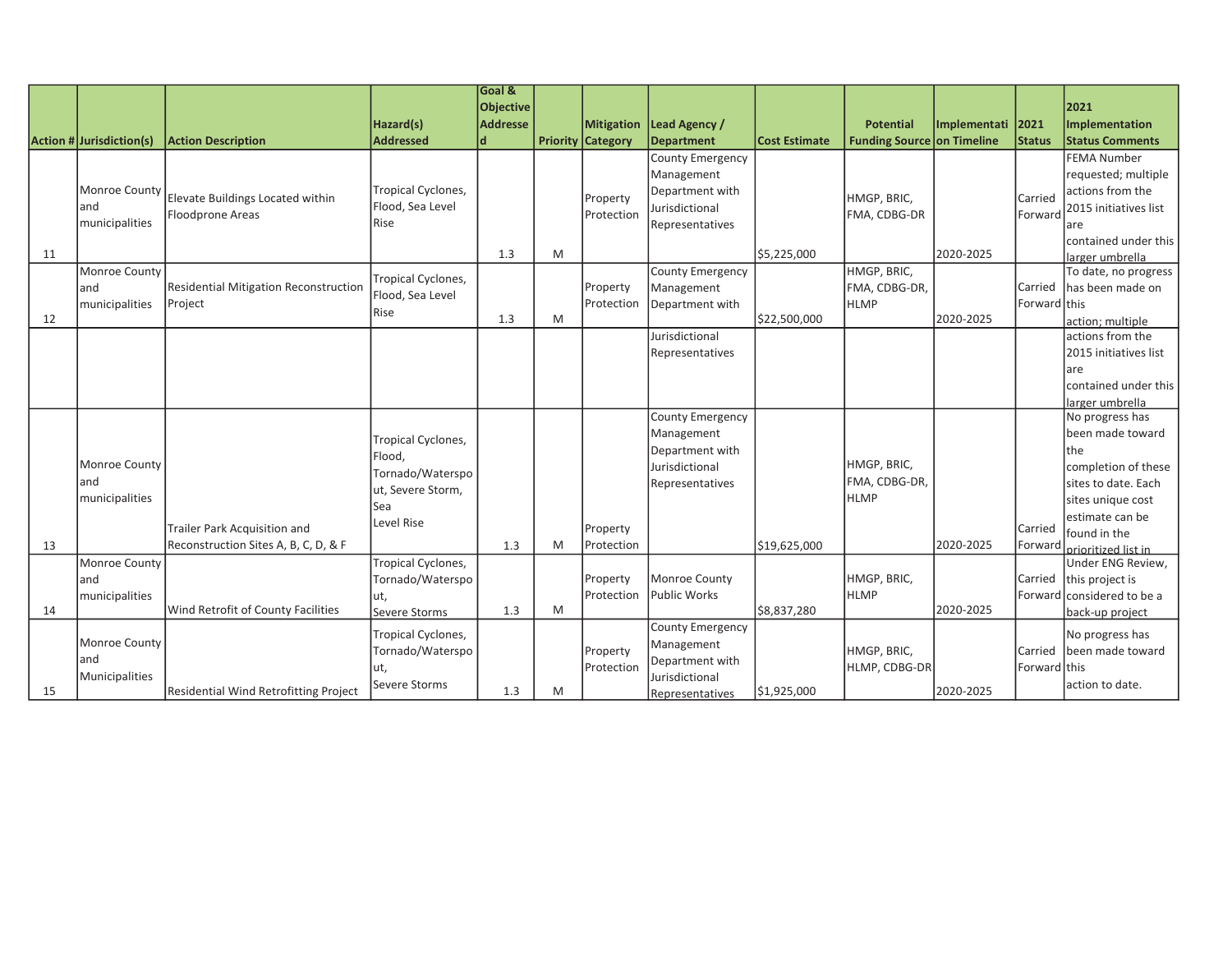| Action # | Jurisdiction(s) | Action Description | Hazard(s) Addressed | Goal & Objective Addressed | Priority | Mitigation Category | Lead Agency / Department | Cost Estimate | Potential Funding Source | Implementation Timeline | 2021 Status | 2021 Implementation Status Comments |
|---|---|---|---|---|---|---|---|---|---|---|---|---|
| 11 | Monroe County and municipalities | Elevate Buildings Located within Floodprone Areas | Tropical Cyclones, Flood, Sea Level Rise | 1.3 | M | Property Protection | County Emergency Management Department with Jurisdictional Representatives | $5,225,000 | HMGP, BRIC, FMA, CDBG-DR | 2020-2025 | Carried Forward | FEMA Number requested; multiple actions from the 2015 initiatives list are contained under this larger umbrella |
| 12 | Monroe County and municipalities | Residential Mitigation Reconstruction Project | Tropical Cyclones, Flood, Sea Level Rise | 1.3 | M | Property Protection | County Emergency Management Department with Jurisdictional Representatives | $22,500,000 | HMGP, BRIC, FMA, CDBG-DR, HLMP | 2020-2025 | Carried Forward | To date, no progress has been made on this action; multiple actions from the 2015 initiatives list are contained under this larger umbrella |
| 13 | Monroe County and municipalities | Trailer Park Acquisition and Reconstruction Sites A, B, C, D, & F | Tropical Cyclones, Flood, Tornado/Waterspout, Severe Storm, Sea Level Rise | 1.3 | M | Property Protection | County Emergency Management Department with Jurisdictional Representatives | $19,625,000 | HMGP, BRIC, FMA, CDBG-DR, HLMP | 2020-2025 | Carried Forward | No progress has been made toward the completion of these sites to date. Each sites unique cost estimate can be found in the prioritized list in |
| 14 | Monroe County and municipalities | Wind Retrofit of County Facilities | Tropical Cyclones, Tornado/Waterspout, Severe Storms | 1.3 | M | Property Protection | Monroe County Public Works | $8,837,280 | HMGP, BRIC, HLMP | 2020-2025 | Carried Forward | Under ENG Review, this project is considered to be a back-up project |
| 15 | Monroe County and Municipalities | Residential Wind Retrofitting Project | Tropical Cyclones, Tornado/Waterspout, Severe Storms | 1.3 | M | Property Protection | County Emergency Management Department with Jurisdictional Representatives | $1,925,000 | HMGP, BRIC, HLMP, CDBG-DR | 2020-2025 | Carried Forward | No progress has been made toward this action to date. |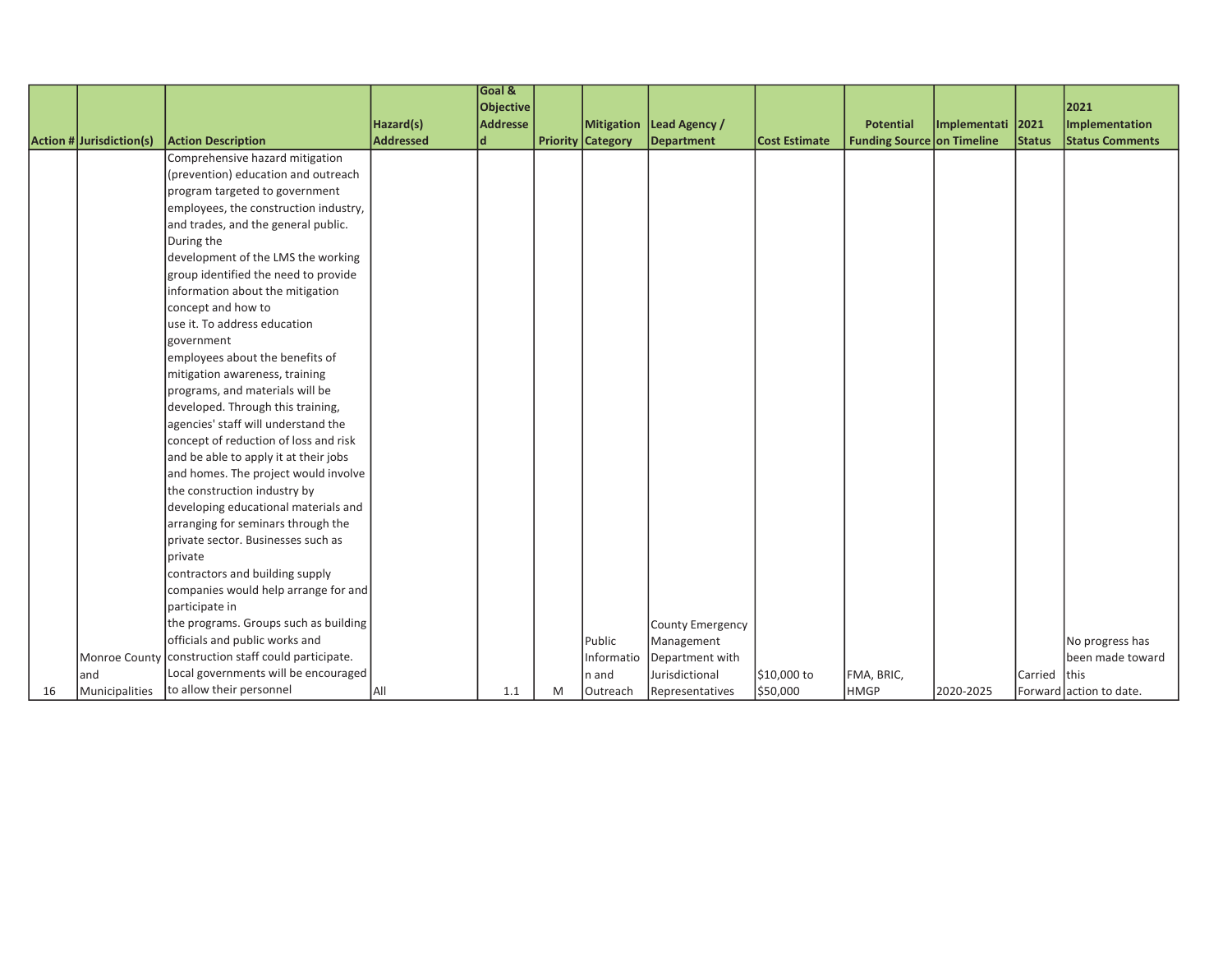| Action # | Jurisdiction(s) | Action Description | Hazard(s) Addressed | Goal & Objective Addressed | Priority | Mitigation Category | Lead Agency / Department | Cost Estimate | Potential Funding Source | Implementation Timeline | 2021 Status | 2021 Implementation Status Comments |
|---|---|---|---|---|---|---|---|---|---|---|---|---|
| 16 | Monroe County and Municipalities | Comprehensive hazard mitigation (prevention) education and outreach program targeted to government employees, the construction industry, and trades, and the general public. During the development of the LMS the working group identified the need to provide information about the mitigation concept and how to use it. To address education government employees about the benefits of mitigation awareness, training programs, and materials will be developed. Through this training, agencies' staff will understand the concept of reduction of loss and risk and be able to apply it at their jobs and homes. The project would involve the construction industry by developing educational materials and arranging for seminars through the private sector. Businesses such as private contractors and building supply companies would help arrange for and participate in the programs. Groups such as building officials and public works and construction staff could participate. Local governments will be encouraged to allow their personnel | All | 1.1 | M | Public Information and Outreach | County Emergency Management Department with Jurisdictional Representatives | $10,000 to $50,000 | FMA, BRIC, HMGP | 2020-2025 | Carried Forward | No progress has been made toward this action to date. |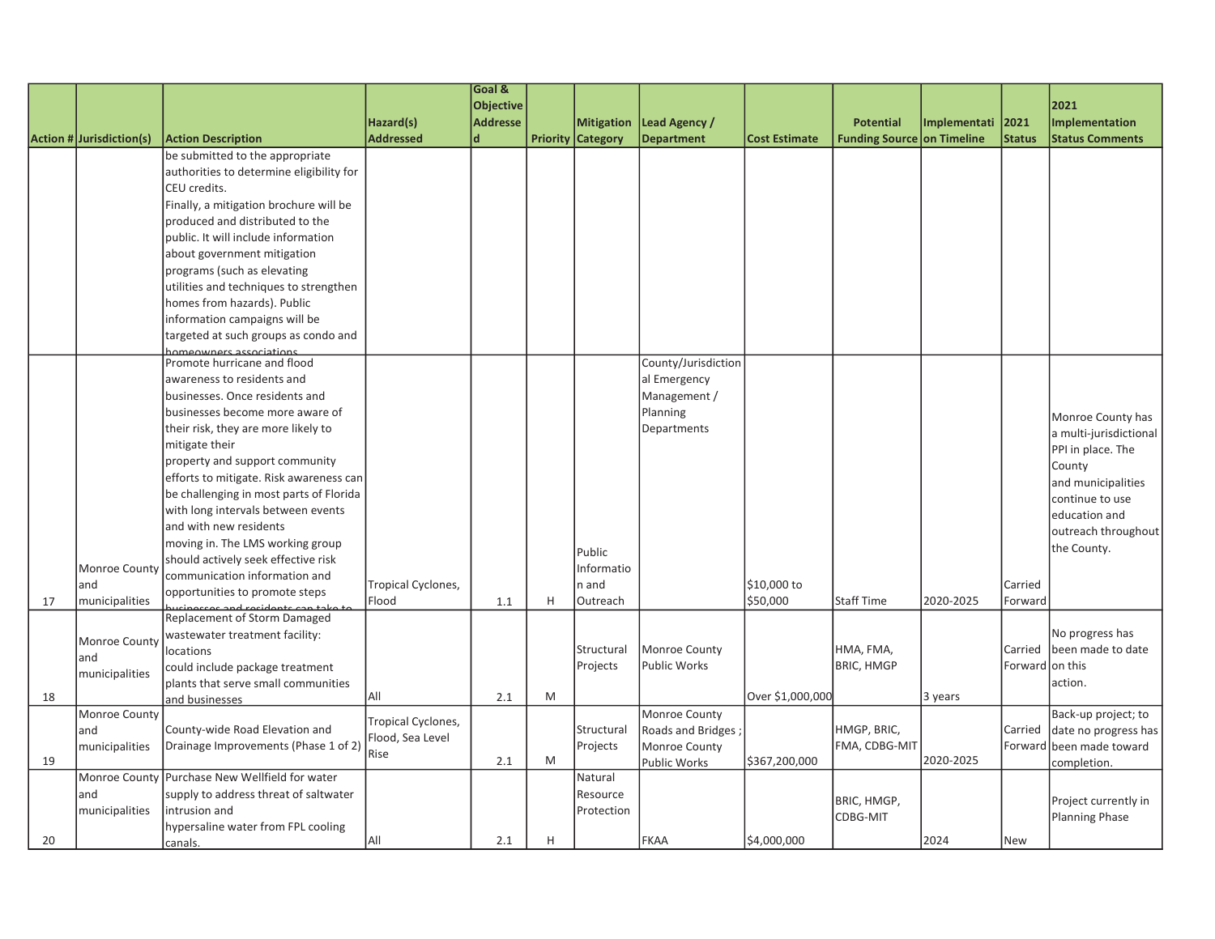| Action # | Jurisdiction(s) | Action Description | Hazard(s) Addressed | Goal & Objective Addressed | Priority | Mitigation Category | Lead Agency / Department | Cost Estimate | Potential Funding Source | Implementation Timeline | 2021 Status | 2021 Implementation Status Comments |
|---|---|---|---|---|---|---|---|---|---|---|---|---|
| | | be submitted to the appropriate authorities to determine eligibility for CEU credits. Finally, a mitigation brochure will be produced and distributed to the public. It will include information about government mitigation programs (such as elevating utilities and techniques to strengthen homes from hazards). Public information campaigns will be targeted at such groups as condo and homeowners associations | | | | | | | | | | |
| 17 | Monroe County and municipalities | Promote hurricane and flood awareness to residents and businesses. Once residents and businesses become more aware of their risk, they are more likely to mitigate their property and support community efforts to mitigate. Risk awareness can be challenging in most parts of Florida with long intervals between events and with new residents moving in. The LMS working group should actively seek effective risk communication information and opportunities to promote steps businesses and residents can take to | Tropical Cyclones, Flood | 1.1 | H | Public Information and Outreach | County/Jurisdictional Emergency Management / Planning Departments | $10,000 to $50,000 | Staff Time | 2020-2025 | Carried Forward | Monroe County has a multi-jurisdictional PPI in place. The County and municipalities continue to use education and outreach throughout the County. |
| 18 | Monroe County and municipalities | Replacement of Storm Damaged wastewater treatment facility: locations could include package treatment plants that serve small communities and businesses | All | 2.1 | M | Structural Projects | Monroe County Public Works | Over $1,000,000 | HMA, FMA, BRIC, HMGP | 3 years | Carried Forward | No progress has been made to date on this action. |
| 19 | Monroe County and municipalities | County-wide Road Elevation and Drainage Improvements (Phase 1 of 2) | Tropical Cyclones, Flood, Sea Level Rise | 2.1 | M | Structural Projects | Monroe County Roads and Bridges ; Monroe County Public Works | $367,200,000 | HMGP, BRIC, FMA, CDBG-MIT | 2020-2025 | Carried Forward | Back-up project; to date no progress has been made toward completion. |
| 20 | Monroe County and municipalities | Purchase New Wellfield for water supply to address threat of saltwater intrusion and hypersaline water from FPL cooling canals. | All | 2.1 | H | Natural Resource Protection | FKAA | $4,000,000 | BRIC, HMGP, CDBG-MIT | 2024 | New | Project currently in Planning Phase |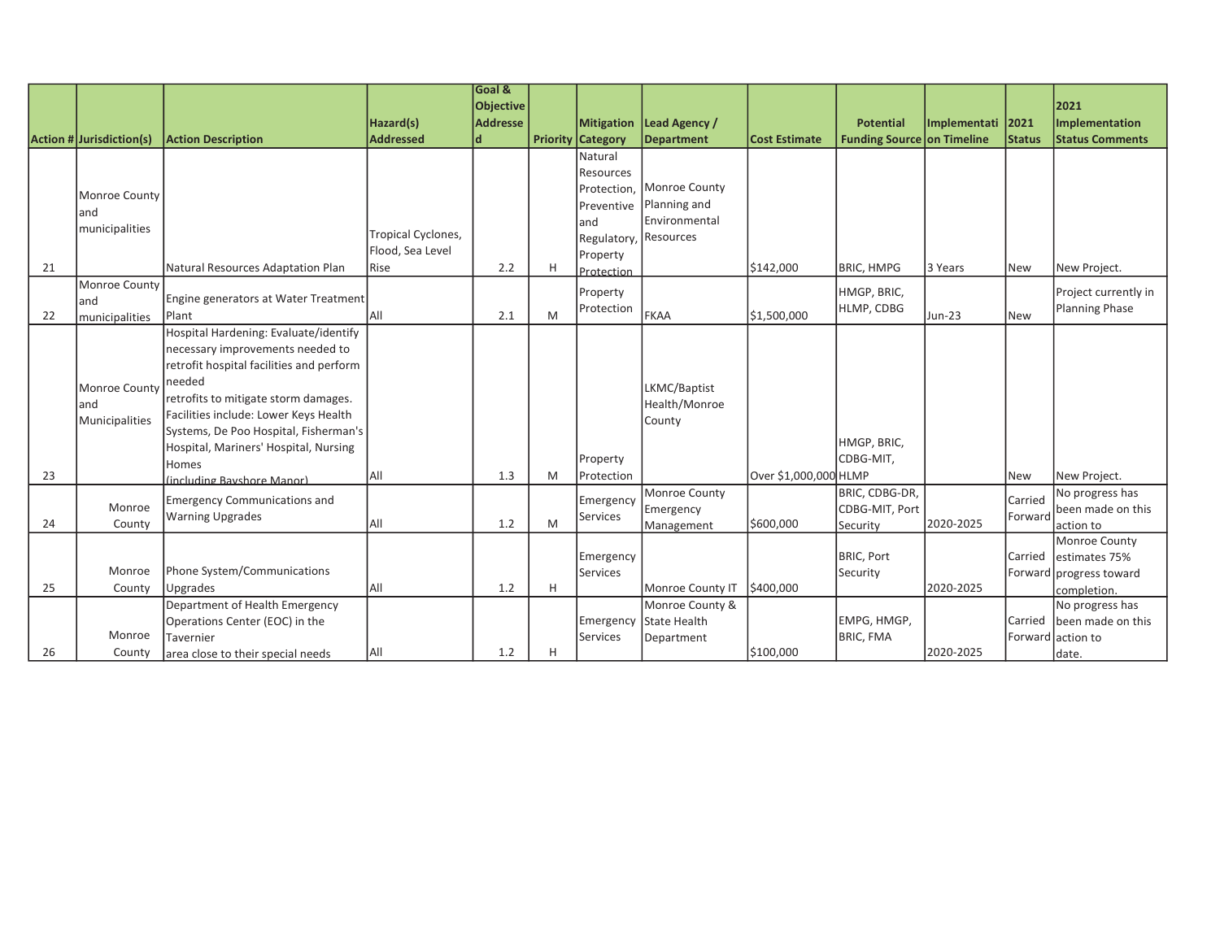| Action # | Jurisdiction(s) | Action Description | Hazard(s) Addressed | Goal & Objective Addressed | Priority | Mitigation Category | Lead Agency / Department | Cost Estimate | Potential Funding Source | Implementation Timeline | 2021 Status | 2021 Implementation Status Comments |
|---|---|---|---|---|---|---|---|---|---|---|---|---|
| 21 | Monroe County and municipalities | Natural Resources Adaptation Plan | Tropical Cyclones, Flood, Sea Level Rise | 2.2 | H | Natural Resources Protection, Preventive and Regulatory, Property Protection | Monroe County Planning and Environmental Resources | $142,000 | BRIC, HMPG | 3 Years | New | New Project. |
| 22 | Monroe County and municipalities | Engine generators at Water Treatment Plant | All | 2.1 | M | Property Protection | FKAA | $1,500,000 | HMGP, BRIC, HLMP, CDBG | Jun-23 | New | Project currently in Planning Phase |
| 23 | Monroe County and Municipalities | Hospital Hardening: Evaluate/identify necessary improvements needed to retrofit hospital facilities and perform needed retrofits to mitigate storm damages. Facilities include: Lower Keys Health Systems, De Poo Hospital, Fisherman's Hospital, Mariners' Hospital, Nursing Homes (including Bayshore Manor) | All | 1.3 | M | Property Protection | LKMC/Baptist Health/Monroe County | Over $1,000,000 | HMGP, BRIC, CDBG-MIT, HLMP | | New | New Project. |
| 24 | Monroe County | Emergency Communications and Warning Upgrades | All | 1.2 | M | Emergency Services | Monroe County Emergency Management | $600,000 | BRIC, CDBG-DR, CDBG-MIT, Port Security | 2020-2025 | Carried Forward | No progress has been made on this action to |
| 25 | Monroe County | Phone System/Communications Upgrades | All | 1.2 | H | Emergency Services | Monroe County IT | $400,000 | BRIC, Port Security | 2020-2025 | Carried Forward | Monroe County estimates 75% progress toward completion. |
| 26 | Monroe County | Department of Health Emergency Operations Center (EOC) in the Tavernier area close to their special needs | All | 1.2 | H | Emergency Services | Monroe County & State Health Department | $100,000 | EMPG, HMGP, BRIC, FMA | 2020-2025 | Carried Forward | No progress has been made on this action to date. |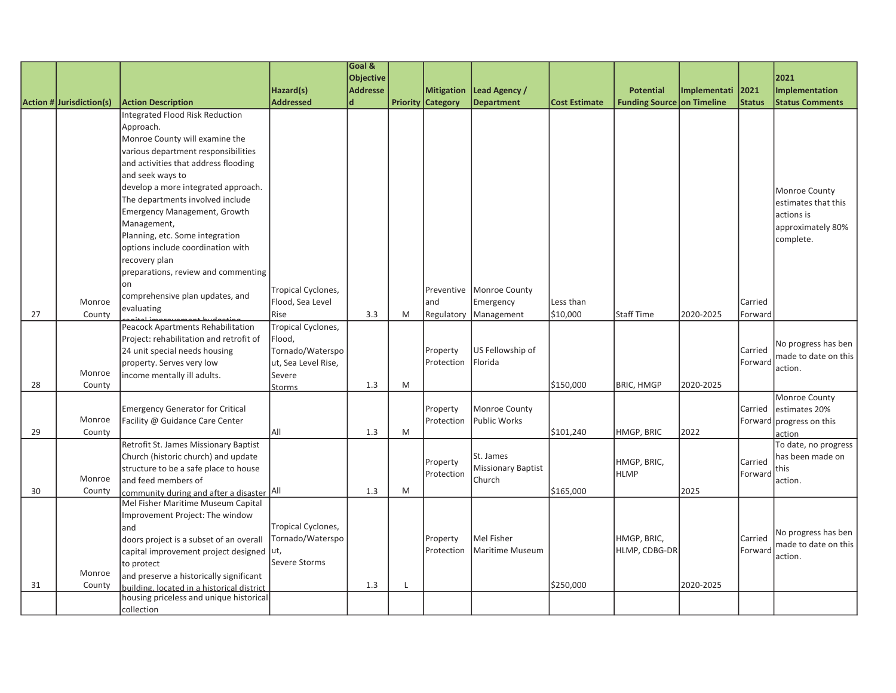| Action # | Jurisdiction(s) | Action Description | Hazard(s) Addressed | Goal & Objective Addressed | Priority | Mitigation Category | Lead Agency / Department | Cost Estimate | Potential Funding Source | Implementation Timeline | 2021 Status | 2021 Implementation Status Comments |
|---|---|---|---|---|---|---|---|---|---|---|---|---|
| 27 | Monroe County | Integrated Flood Risk Reduction Approach. Monroe County will examine the various department responsibilities and activities that address flooding and seek ways to develop a more integrated approach. The departments involved include Emergency Management, Growth Management, Planning, etc. Some integration options include coordination with recovery plan preparations, review and commenting on comprehensive plan updates, and evaluating capital improvement budgeting | Tropical Cyclones, Flood, Sea Level Rise | 3.3 | M | Preventive and Regulatory | Monroe County Emergency Management | Less than $10,000 | Staff Time | 2020-2025 | Carried Forward | Monroe County estimates that this actions is approximately 80% complete. |
| 28 | Monroe County | Peacock Apartments Rehabilitation Project: rehabilitation and retrofit of 24 unit special needs housing property. Serves very low income mentally ill adults. | Tropical Cyclones, Flood, Tornado/Waterspout, Sea Level Rise, Severe Storms | 1.3 | M | Property Protection | US Fellowship of Florida | $150,000 | BRIC, HMGP | 2020-2025 | Carried Forward | No progress has ben made to date on this action. |
| 29 | Monroe County | Emergency Generator for Critical Facility @ Guidance Care Center | All | 1.3 | M | Property Protection | Monroe County Public Works | $101,240 | HMGP, BRIC | 2022 | Carried Forward | Monroe County estimates 20% progress on this action |
| 30 | Monroe County | Retrofit St. James Missionary Baptist Church (historic church) and update structure to be a safe place to house and feed members of community during and after a disaster | All | 1.3 | M | Property Protection | St. James Missionary Baptist Church | $165,000 | HMGP, BRIC, HLMP | 2025 | Carried Forward | To date, no progress has been made on this action. |
| 31 | Monroe County | Mel Fisher Maritime Museum Capital Improvement Project: The window and doors project is a subset of an overall capital improvement project designed to protect and preserve a historically significant building, located in a historical district housing priceless and unique historical collection | Tropical Cyclones, Tornado/Waterspout, Severe Storms | 1.3 | L | Property Protection | Mel Fisher Maritime Museum | $250,000 | HMGP, BRIC, HLMP, CDBG-DR | 2020-2025 | Carried Forward | No progress has ben made to date on this action. |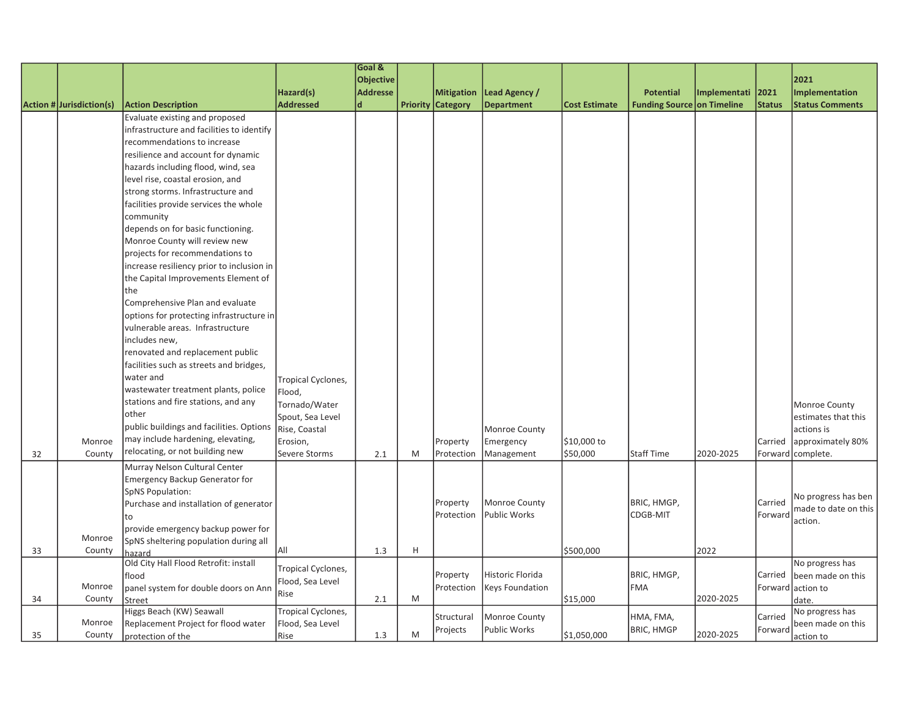| Action # | Jurisdiction(s) | Action Description | Hazard(s) Addressed | Goal & Objective Addressed | Priority | Mitigation Category | Lead Agency / Department | Cost Estimate | Potential Funding Source | Implementation Timeline | 2021 Status | 2021 Implementation Status Comments |
|---|---|---|---|---|---|---|---|---|---|---|---|---|
| 32 | Monroe County | Evaluate existing and proposed infrastructure and facilities to identify recommendations to increase resilience and account for dynamic hazards including flood, wind, sea level rise, coastal erosion, and strong storms. Infrastructure and facilities provide services the whole community depends on for basic functioning. Monroe County will review new projects for recommendations to increase resiliency prior to inclusion in the Capital Improvements Element of the Comprehensive Plan and evaluate options for protecting infrastructure in vulnerable areas. Infrastructure includes new, renovated and replacement public facilities such as streets and bridges, water and wastewater treatment plants, police stations and fire stations, and any other public buildings and facilities. Options may include hardening, elevating, relocating, or not building new | Tropical Cyclones, Flood, Tornado/Water Spout, Sea Level Rise, Coastal Erosion, Severe Storms | 2.1 | M | Property Protection | Monroe County Emergency Management | $10,000 to $50,000 | Staff Time | 2020-2025 | Carried Forward | Monroe County estimates that this actions is approximately 80% complete. |
| 33 | Monroe County | Murray Nelson Cultural Center Emergency Backup Generator for SpNS Population: Purchase and installation of generator to provide emergency backup power for SpNS sheltering population during all hazard | All | 1.3 | H | Property Protection | Monroe County Public Works | $500,000 | BRIC, HMGP, CDGB-MIT | 2022 | Carried Forward | No progress has ben made to date on this action. |
| 34 | Monroe County | Old City Hall Flood Retrofit: install flood panel system for double doors on Ann Street | Tropical Cyclones, Flood, Sea Level Rise | 2.1 | M | Property Protection | Historic Florida Keys Foundation | $15,000 | BRIC, HMGP, FMA | 2020-2025 | Carried Forward | No progress has been made on this action to date. |
| 35 | Monroe County | Higgs Beach (KW) Seawall Replacement Project for flood water protection of the | Tropical Cyclones, Flood, Sea Level Rise | 1.3 | M | Structural Projects | Monroe County Public Works | $1,050,000 | HMA, FMA, BRIC, HMGP | 2020-2025 | Carried Forward | No progress has been made on this action to |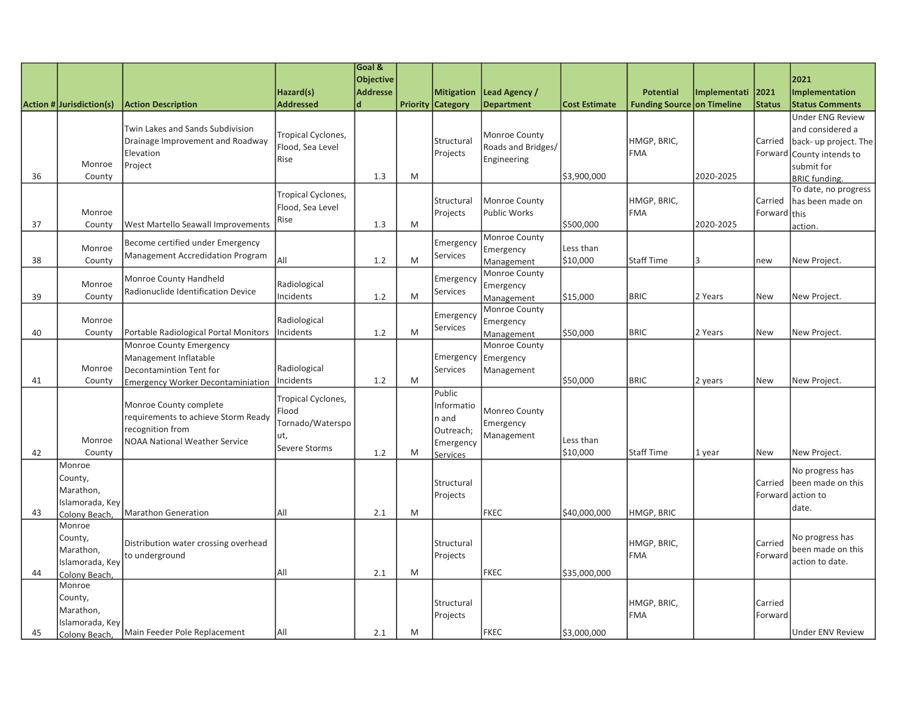| Action # | Jurisdiction(s) | Action Description | Hazard(s) Addressed | Goal & Objective Addressed | Priority | Mitigation Category | Lead Agency / Department | Cost Estimate | Potential Funding Source | Implementation Timeline | 2021 Status | 2021 Implementation Status Comments |
|---|---|---|---|---|---|---|---|---|---|---|---|---|
| 36 | Monroe County | Twin Lakes and Sands Subdivision Drainage Improvement and Roadway Elevation Project | Tropical Cyclones, Flood, Sea Level Rise | 1.3 | M | Structural Projects | Monroe County Roads and Bridges/ Engineering | $3,900,000 | HMGP, BRIC, FMA | 2020-2025 | Carried Forward | Under ENG Review and considered a back- up project. The County intends to submit for BRIC funding. |
| 37 | Monroe County | West Martello Seawall Improvements | Tropical Cyclones, Flood, Sea Level Rise | 1.3 | M | Structural Projects | Monroe County Public Works | $500,000 | HMGP, BRIC, FMA | 2020-2025 | Carried Forward | To date, no progress has been made on this action. |
| 38 | Monroe County | Become certified under Emergency Management Accredidation Program | All | 1.2 | M | Emergency Services | Monroe County Emergency Management | Less than $10,000 | Staff Time | 3 | new | New Project. |
| 39 | Monroe County | Monroe County Handheld Radionuclide Identification Device | Radiological Incidents | 1.2 | M | Emergency Services | Monroe County Emergency Management | $15,000 | BRIC | 2 Years | New | New Project. |
| 40 | Monroe County | Portable Radiological Portal Monitors | Radiological Incidents | 1.2 | M | Emergency Services | Monroe County Emergency Management | $50,000 | BRIC | 2 Years | New | New Project. |
| 41 | Monroe County | Monroe County Emergency Management Inflatable Decontamintion Tent for Emergency Worker Decontaminiation | Radiological Incidents | 1.2 | M | Emergency Services | Monroe County Emergency Management | $50,000 | BRIC | 2 years | New | New Project. |
| 42 | Monroe County | Monroe County complete requirements to achieve Storm Ready recognition from NOAA National Weather Service | Tropical Cyclones, Flood Tornado/Waterspout, Severe Storms | 1.2 | M | Public Information and Outreach; Emergency Services | Monreo County Emergency Management | Less than $10,000 | Staff Time | 1 year | New | New Project. |
| 43 | Monroe County, Marathon, Islamorada, Key Colony Beach, | Marathon Generation | All | 2.1 | M | Structural Projects | FKEC | $40,000,000 | HMGP, BRIC | | Carried Forward | No progress has been made on this action to date. |
| 44 | Monroe County, Marathon, Islamorada, Key Colony Beach, | Distribution water crossing overhead to underground | All | 2.1 | M | Structural Projects | FKEC | $35,000,000 | HMGP, BRIC, FMA | | Carried Forward | No progress has been made on this action to date. |
| 45 | Monroe County, Marathon, Islamorada, Key Colony Beach, | Main Feeder Pole Replacement | All | 2.1 | M | Structural Projects | FKEC | $3,000,000 | HMGP, BRIC, FMA | | Carried Forward | Under ENV Review |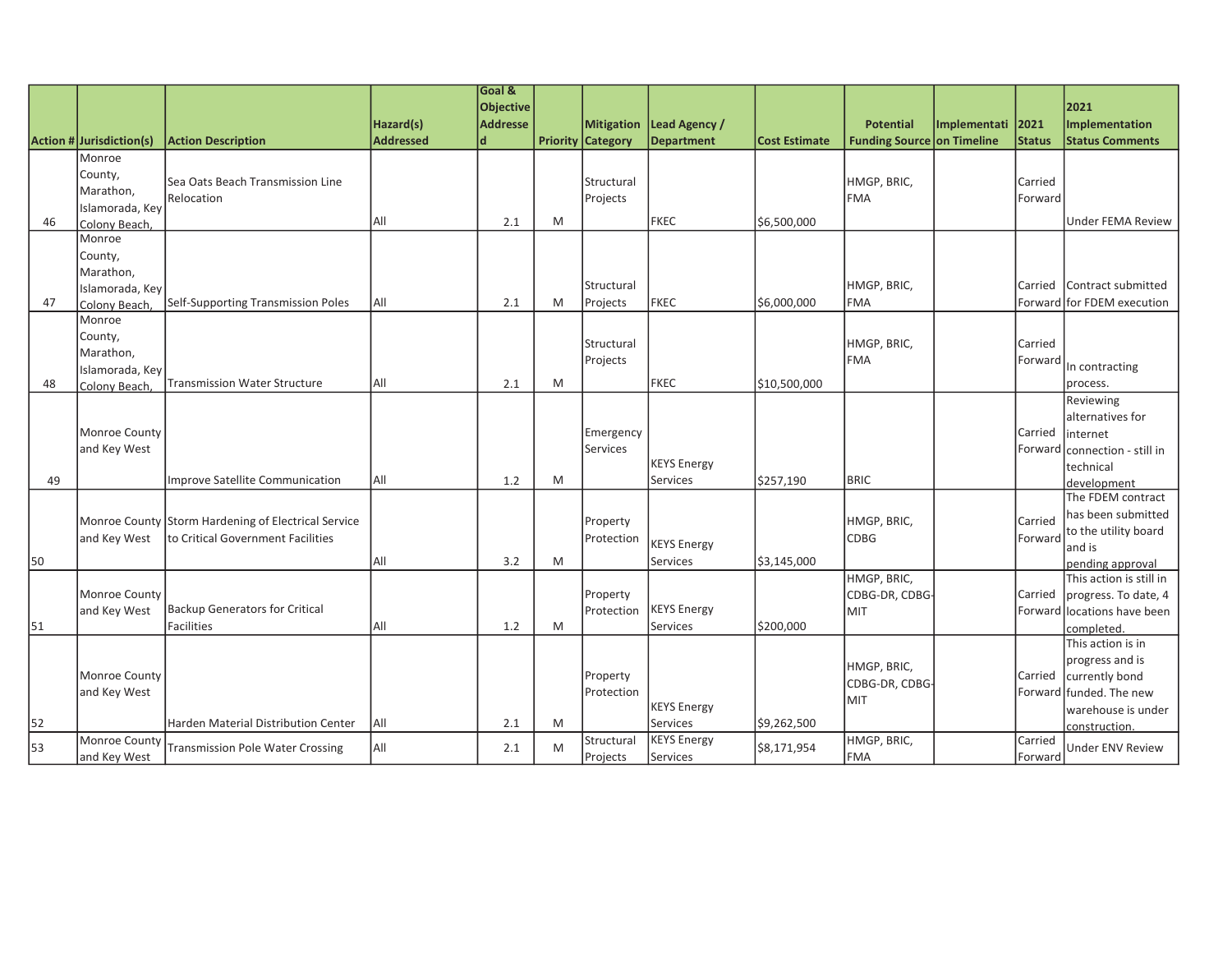| Action # | Jurisdiction(s) | Action Description | Hazard(s) Addressed | Goal & Objective Addressed | Priority | Mitigation Category | Lead Agency / Department | Cost Estimate | Potential Funding Source | Implementation Timeline | 2021 Status | 2021 Implementation Status Comments |
|---|---|---|---|---|---|---|---|---|---|---|---|---|
| 46 | Monroe County, Marathon, Islamorada, Key Colony Beach, | Sea Oats Beach Transmission Line Relocation | All | 2.1 | M | Structural Projects | FKEC | $6,500,000 | HMGP, BRIC, FMA | | Carried Forward | Under FEMA Review |
| 47 | Monroe County, Marathon, Islamorada, Key Colony Beach, | Self-Supporting Transmission Poles | All | 2.1 | M | Structural Projects | FKEC | $6,000,000 | HMGP, BRIC, FMA | | Carried Forward | Contract submitted for FDEM execution |
| 48 | Monroe County, Marathon, Islamorada, Key Colony Beach, | Transmission Water Structure | All | 2.1 | M | Structural Projects | FKEC | $10,500,000 | HMGP, BRIC, FMA | | Carried Forward | In contracting process. |
| 49 | Monroe County and Key West | Improve Satellite Communication | All | 1.2 | M | Emergency Services | KEYS Energy Services | $257,190 | BRIC | | Carried Forward | Reviewing alternatives for internet connection - still in technical development |
| 50 | Monroe County and Key West | Storm Hardening of Electrical Service to Critical Government Facilities | All | 3.2 | M | Property Protection | KEYS Energy Services | $3,145,000 | HMGP, BRIC, CDBG | | Carried Forward | The FDEM contract has been submitted to the utility board and is pending approval |
| 51 | Monroe County and Key West | Backup Generators for Critical Facilities | All | 1.2 | M | Property Protection | KEYS Energy Services | $200,000 | HMGP, BRIC, CDBG-DR, CDBG-MIT | | Carried Forward | This action is still in progress. To date, 4 locations have been completed. |
| 52 | Monroe County and Key West | Harden Material Distribution Center | All | 2.1 | M | Property Protection | KEYS Energy Services | $9,262,500 | HMGP, BRIC, CDBG-DR, CDBG-MIT | | Carried Forward | This action is in progress and is currently bond funded. The new warehouse is under construction. |
| 53 | Monroe County and Key West | Transmission Pole Water Crossing | All | 2.1 | M | Structural Projects | KEYS Energy Services | $8,171,954 | HMGP, BRIC, FMA | | Carried Forward | Under ENV Review |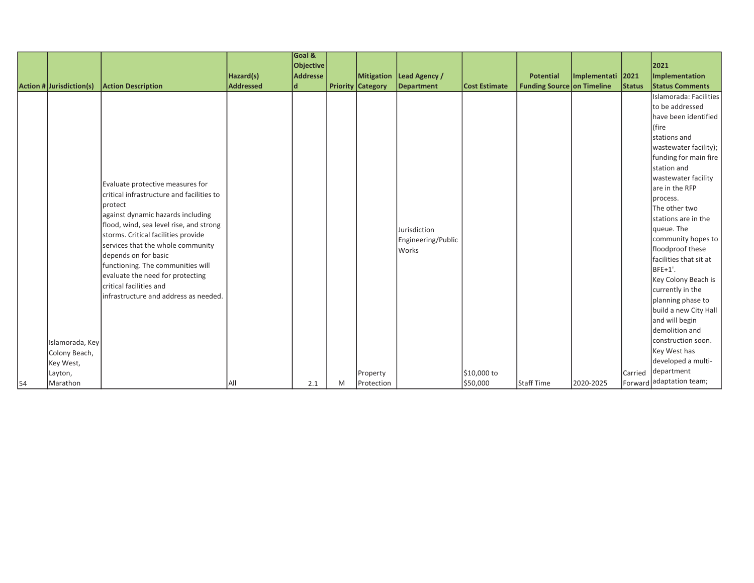| Action # | Jurisdiction(s) | Action Description | Hazard(s) Addressed | Goal & Objective Addressed | Priority | Mitigation Category | Lead Agency / Department | Cost Estimate | Potential Funding Source | Implementation Timeline | 2021 Status | 2021 Implementation Status Comments |
|---|---|---|---|---|---|---|---|---|---|---|---|---|
| 54 | Islamorada, Key Colony Beach, Key West, Layton, Marathon | Evaluate protective measures for critical infrastructure and facilities to protect against dynamic hazards including flood, wind, sea level rise, and strong storms. Critical facilities provide services that the whole community depends on for basic functioning. The communities will evaluate the need for protecting critical facilities and infrastructure and address as needed. | All | 2.1 | M | Property Protection | Jurisdiction Engineering/Public Works | $10,000 to $50,000 | Staff Time | 2020-2025 | Carried Forward | Islamorada: Facilities to be addressed have been identified (fire stations and wastewater facility); funding for main fire station and wastewater facility are in the RFP process. The other two stations are in the queue. The community hopes to floodproof these facilities that sit at BFE+1'. Key Colony Beach is currently in the planning phase to build a new City Hall and will begin demolition and construction soon. Key West has developed a multi-department adaptation team; |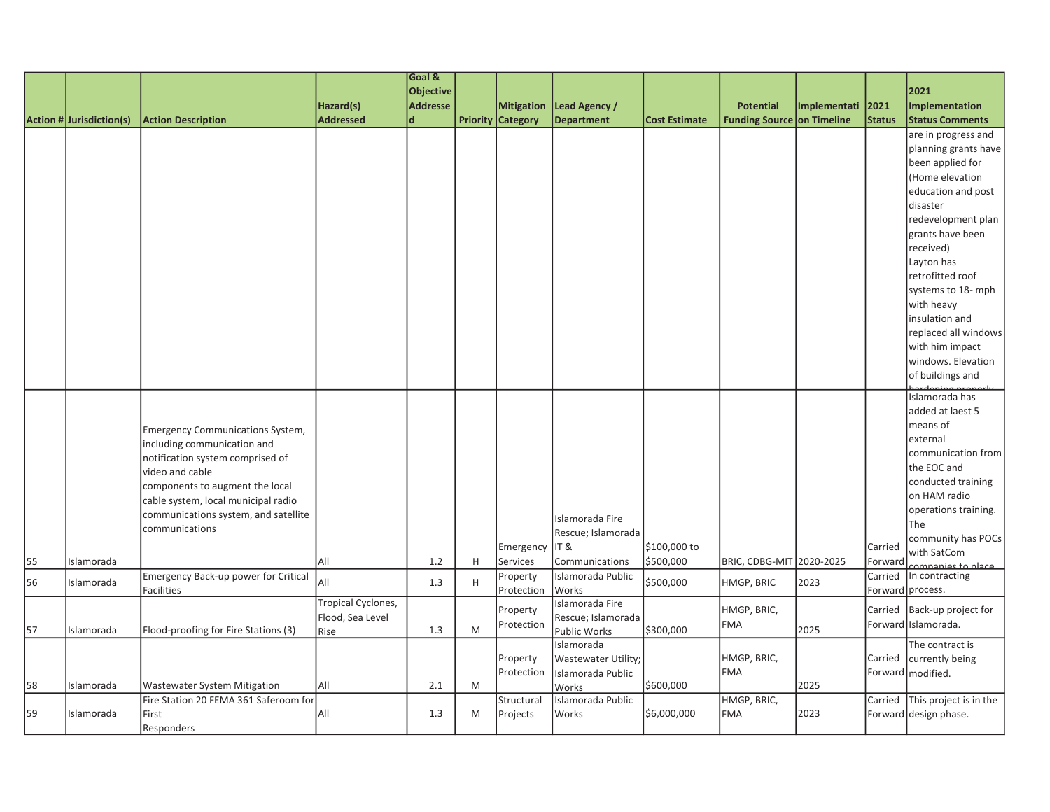| Action # | Jurisdiction(s) | Action Description | Hazard(s) Addressed | Goal & Objective Addressed | Priority | Mitigation Category | Lead Agency / Department | Cost Estimate | Potential Funding Source | Implementation Timeline | 2021 Status | 2021 Implementation Status Comments |
|---|---|---|---|---|---|---|---|---|---|---|---|---|
| | | | | | | | | | | | | are in progress and planning grants have been applied for (Home elevation education and post disaster redevelopment plan grants have been received) Layton has retrofitted roof systems to 18- mph with heavy insulation and replaced all windows with him impact windows. Elevation of buildings and hardening properly |
| 55 | Islamorada | Emergency Communications System, including communication and notification system comprised of video and cable components to augment the local cable system, local municipal radio communications system, and satellite communications | All | 1.2 | H | Emergency Services | Islamorada Fire Rescue; Islamorada IT & Communications | $100,000 to $500,000 | BRIC, CDBG-MIT | 2020-2025 | Carried Forward | Islamorada has added at laest 5 means of external communication from the EOC and conducted training on HAM radio operations training. The community has POCs with SatCom companies to place |
| 56 | Islamorada | Emergency Back-up power for Critical Facilities | All | 1.3 | H | Property Protection | Islamorada Public Works | $500,000 | HMGP, BRIC | 2023 | Carried Forward | In contracting process. |
| 57 | Islamorada | Flood-proofing for Fire Stations (3) | Tropical Cyclones, Flood, Sea Level Rise | 1.3 | M | Property Protection | Islamorada Fire Rescue; Islamorada Public Works | $300,000 | HMGP, BRIC, FMA | 2025 | Carried Forward | Back-up project for Islamorada. |
| 58 | Islamorada | Wastewater System Mitigation | All | 2.1 | M | Property Protection | Islamorada Wastewater Utility; Islamorada Public Works | $600,000 | HMGP, BRIC, FMA | 2025 | Carried Forward | The contract is currently being modified. |
| 59 | Islamorada | Fire Station 20 FEMA 361 Saferoom for First Responders | All | 1.3 | M | Structural Projects | Islamorada Public Works | $6,000,000 | HMGP, BRIC, FMA | 2023 | Carried Forward | This project is in the design phase. |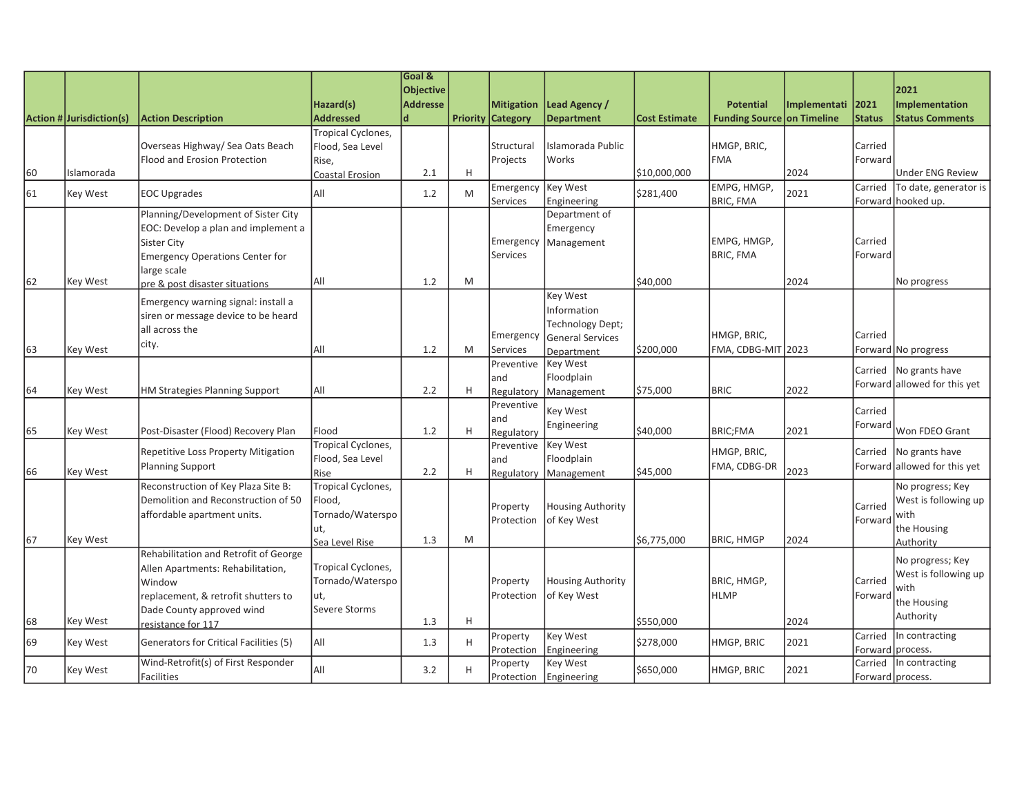| Action # | Jurisdiction(s) | Action Description | Hazard(s) Addressed | Goal & Objective Addressed | Priority | Mitigation Category | Lead Agency / Department | Cost Estimate | Potential Funding Source | Implementation Timeline | 2021 Status | 2021 Implementation Status Comments |
|---|---|---|---|---|---|---|---|---|---|---|---|---|
| 60 | Islamorada | Overseas Highway/ Sea Oats Beach Flood and Erosion Protection | Tropical Cyclones, Flood, Sea Level Rise, Coastal Erosion | 2.1 | H | Structural Projects | Islamorada Public Works | $10,000,000 | HMGP, BRIC, FMA | 2024 | Carried Forward | Under ENG Review |
| 61 | Key West | EOC Upgrades | All | 1.2 | M | Emergency Services | Key West Engineering | $281,400 | EMPG, HMGP, BRIC, FMA | 2021 | Carried Forward | To date, generator is hooked up. |
| 62 | Key West | Planning/Development of Sister City EOC: Develop a plan and implement a Sister City Emergency Operations Center for large scale pre & post disaster situations | All | 1.2 | M | Emergency Services | Department of Emergency Management | $40,000 | EMPG, HMGP, BRIC, FMA | 2024 | Carried Forward | No progress |
| 63 | Key West | Emergency warning signal: install a siren or message device to be heard all across the city. | All | 1.2 | M | Emergency Services | Key West Information Technology Dept; General Services Department | $200,000 | HMGP, BRIC, FMA, CDBG-MIT | 2023 | Carried Forward | No progress |
| 64 | Key West | HM Strategies Planning Support | All | 2.2 | H | Preventive and Regulatory | Key West Floodplain Management | $75,000 | BRIC | 2022 | Carried Forward | No grants have allowed for this yet |
| 65 | Key West | Post-Disaster (Flood) Recovery Plan | Flood | 1.2 | H | Preventive and Regulatory | Key West Engineering | $40,000 | BRIC;FMA | 2021 | Carried Forward | Won FDEO Grant |
| 66 | Key West | Repetitive Loss Property Mitigation Planning Support | Tropical Cyclones, Flood, Sea Level Rise | 2.2 | H | Preventive and Regulatory | Key West Floodplain Management | $45,000 | HMGP, BRIC, FMA, CDBG-DR | 2023 | Carried Forward | No grants have allowed for this yet |
| 67 | Key West | Reconstruction of Key Plaza Site B: Demolition and Reconstruction of 50 affordable apartment units. | Tropical Cyclones, Flood, Tornado/Waterspout, Sea Level Rise | 1.3 | M | Property Protection | Housing Authority of Key West | $6,775,000 | BRIC, HMGP | 2024 | Carried Forward | No progress; Key West is following up with the Housing Authority |
| 68 | Key West | Rehabilitation and Retrofit of George Allen Apartments: Rehabilitation, Window replacement, & retrofit shutters to Dade County approved wind resistance for 117 | Tropical Cyclones, Tornado/Waterspout, Severe Storms | 1.3 | H | Property Protection | Housing Authority of Key West | $550,000 | BRIC, HMGP, HLMP | 2024 | Carried Forward | No progress; Key West is following up with the Housing Authority |
| 69 | Key West | Generators for Critical Facilities (5) | All | 1.3 | H | Property Protection | Key West Engineering | $278,000 | HMGP, BRIC | 2021 | Carried Forward | In contracting process. |
| 70 | Key West | Wind-Retrofit(s) of First Responder Facilities | All | 3.2 | H | Property Protection | Key West Engineering | $650,000 | HMGP, BRIC | 2021 | Carried Forward | In contracting process. |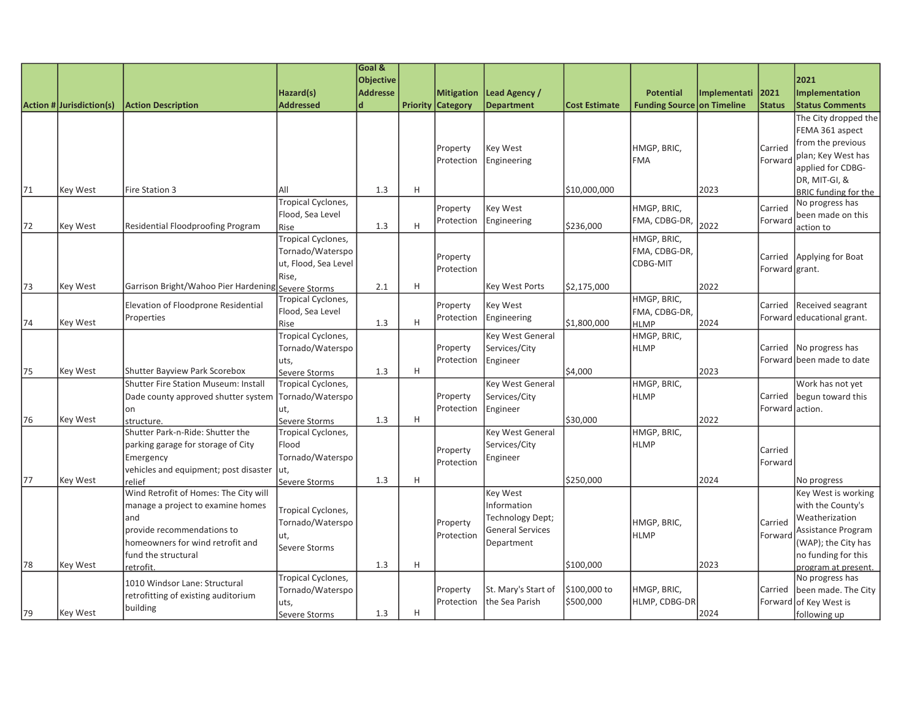| Action # | Jurisdiction(s) | Action Description | Hazard(s) Addressed | Goal & Objective Addressed | Priority | Mitigation Category | Lead Agency / Department | Cost Estimate | Potential Funding Source | Implementation Timeline | 2021 Status | 2021 Implementation Status Comments |
|---|---|---|---|---|---|---|---|---|---|---|---|---|
| 71 | Key West | Fire Station 3 | All | 1.3 | H | Property Protection | Key West Engineering | $10,000,000 | HMGP, BRIC, FMA | 2023 | Carried Forward | The City dropped the FEMA 361 aspect from the previous plan; Key West has applied for CDBG-DR, MIT-GI, & BRIC funding for the |
| 72 | Key West | Residential Floodproofing Program | Tropical Cyclones, Flood, Sea Level Rise | 1.3 | H | Property Protection | Key West Engineering | $236,000 | HMGP, BRIC, FMA, CDBG-DR, | 2022 | Carried Forward | No progress has been made on this action to |
| 73 | Key West | Garrison Bright/Wahoo Pier Hardening | Tropical Cyclones, Tornado/Waterspout, Flood, Sea Level Rise, Severe Storms | 2.1 | H | Property Protection | Key West Ports | $2,175,000 | HMGP, BRIC, FMA, CDBG-DR, CDBG-MIT | 2022 | Carried Forward | Applying for Boat grant. |
| 74 | Key West | Elevation of Floodprone Residential Properties | Tropical Cyclones, Flood, Sea Level Rise | 1.3 | H | Property Protection | Key West Engineering | $1,800,000 | HMGP, BRIC, FMA, CDBG-DR, HLMP | 2024 | Carried Forward | Received seagrant educational grant. |
| 75 | Key West | Shutter Bayview Park Scorebox | Tropical Cyclones, Tornado/Waterspouts, Severe Storms | 1.3 | H | Property Protection | Key West General Services/City Engineer | $4,000 | HMGP, BRIC, HLMP | 2023 | Carried Forward | No progress has been made to date |
| 76 | Key West | Shutter Fire Station Museum: Install Dade county approved shutter system on structure. | Tropical Cyclones, Tornado/Waterspout, Severe Storms | 1.3 | H | Property Protection | Key West General Services/City Engineer | $30,000 | HMGP, BRIC, HLMP | 2022 | Carried Forward | Work has not yet begun toward this action. |
| 77 | Key West | Shutter Park-n-Ride: Shutter the parking garage for storage of City Emergency vehicles and equipment; post disaster relief | Tropical Cyclones, Flood Tornado/Waterspout, Severe Storms | 1.3 | H | Property Protection | Key West General Services/City Engineer | $250,000 | HMGP, BRIC, HLMP | 2024 | Carried Forward | No progress |
| 78 | Key West | Wind Retrofit of Homes: The City will manage a project to examine homes and provide recommendations to homeowners for wind retrofit and fund the structural retrofit. | Tropical Cyclones, Tornado/Waterspout, Severe Storms | 1.3 | H | Property Protection | Key West Information Technology Dept; General Services Department | $100,000 | HMGP, BRIC, HLMP | 2023 | Carried Forward | Key West is working with the County's Weatherization Assistance Program (WAP); the City has no funding for this program at present. |
| 79 | Key West | 1010 Windsor Lane: Structural retrofitting of existing auditorium building | Tropical Cyclones, Tornado/Waterspouts, Severe Storms | 1.3 | H | Property Protection | St. Mary's Start of the Sea Parish | $100,000 to $500,000 | HMGP, BRIC, HLMP, CDBG-DR | 2024 | Carried Forward | No progress has been made. The City of Key West is following up |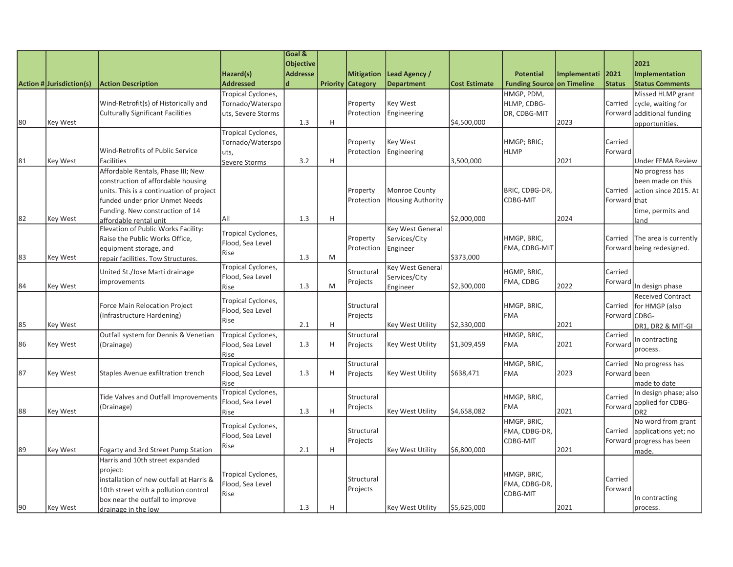| Action # | Jurisdiction(s) | Action Description | Hazard(s) Addressed | Goal & Objective Addressed | Priority | Mitigation Category | Lead Agency / Department | Cost Estimate | Potential Funding Source | Implementation Timeline | 2021 Status | 2021 Implementation Status Comments |
|---|---|---|---|---|---|---|---|---|---|---|---|---|
| 80 | Key West | Wind-Retrofit(s) of Historically and Culturally Significant Facilities | Tropical Cyclones, Tornado/Waterspouts, Severe Storms | 1.3 | H | Property Protection | Key West Engineering | $4,500,000 | HMGP, PDM, HLMP, CDBG-DR, CDBG-MIT | 2023 | Carried Forward | Missed HLMP grant cycle, waiting for additional funding opportunities. |
| 81 | Key West | Wind-Retrofits of Public Service Facilities | Tropical Cyclones, Tornado/Waterspouts, Severe Storms | 3.2 | H | Property Protection | Key West Engineering | 3,500,000 | HMGP; BRIC; HLMP | 2021 | Carried Forward | Under FEMA Review |
| 82 | Key West | Affordable Rentals, Phase III; New construction of affordable housing units. This is a continuation of project funded under prior Unmet Needs Funding. New construction of 14 affordable rental unit | All | 1.3 | H | Property Protection | Monroe County Housing Authority | $2,000,000 | BRIC, CDBG-DR, CDBG-MIT | 2024 | Carried Forward | No progress has been made on this action since 2015. At that time, permits and land |
| 83 | Key West | Elevation of Public Works Facility: Raise the Public Works Office, equipment storage, and repair facilities. Tow Structures. | Tropical Cyclones, Flood, Sea Level Rise | 1.3 | M | Property Protection | Key West General Services/City Engineer | $373,000 | HMGP, BRIC, FMA, CDBG-MIT | | Carried Forward | The area is currently being redesigned. |
| 84 | Key West | United St./Jose Marti drainage improvements | Tropical Cyclones, Flood, Sea Level Rise | 1.3 | M | Structural Projects | Key West General Services/City Engineer | $2,300,000 | HGMP, BRIC, FMA, CDBG | 2022 | Carried Forward | In design phase |
| 85 | Key West | Force Main Relocation Project (Infrastructure Hardening) | Tropical Cyclones, Flood, Sea Level Rise | 2.1 | H | Structural Projects | Key West Utility | $2,330,000 | HMGP, BRIC, FMA | 2021 | Carried Forward | Received Contract for HMGP (also CDBG-DR1, DR2 & MIT-GI |
| 86 | Key West | Outfall system for Dennis & Venetian (Drainage) | Tropical Cyclones, Flood, Sea Level Rise | 1.3 | H | Structural Projects | Key West Utility | $1,309,459 | HMGP, BRIC, FMA | 2021 | Carried Forward | In contracting process. |
| 87 | Key West | Staples Avenue exfiltration trench | Tropical Cyclones, Flood, Sea Level Rise | 1.3 | H | Structural Projects | Key West Utility | $638,471 | HMGP, BRIC, FMA | 2023 | Carried Forward | No progress has been made to date |
| 88 | Key West | Tide Valves and Outfall Improvements (Drainage) | Tropical Cyclones, Flood, Sea Level Rise | 1.3 | H | Structural Projects | Key West Utility | $4,658,082 | HMGP, BRIC, FMA | 2021 | Carried Forward | In design phase; also applied for CDBG-DR2 |
| 89 | Key West | Fogarty and 3rd Street Pump Station | Tropical Cyclones, Flood, Sea Level Rise | 2.1 | H | Structural Projects | Key West Utility | $6,800,000 | HMGP, BRIC, FMA, CDBG-DR, CDBG-MIT | 2021 | Carried Forward | No word from grant applications yet; no progress has been made. |
| 90 | Key West | Harris and 10th street expanded project: installation of new outfall at Harris & 10th street with a pollution control box near the outfall to improve drainage in the low | Tropical Cyclones, Flood, Sea Level Rise | 1.3 | H | Structural Projects | Key West Utility | $5,625,000 | HMGP, BRIC, FMA, CDBG-DR, CDBG-MIT | 2021 | Carried Forward | In contracting process. |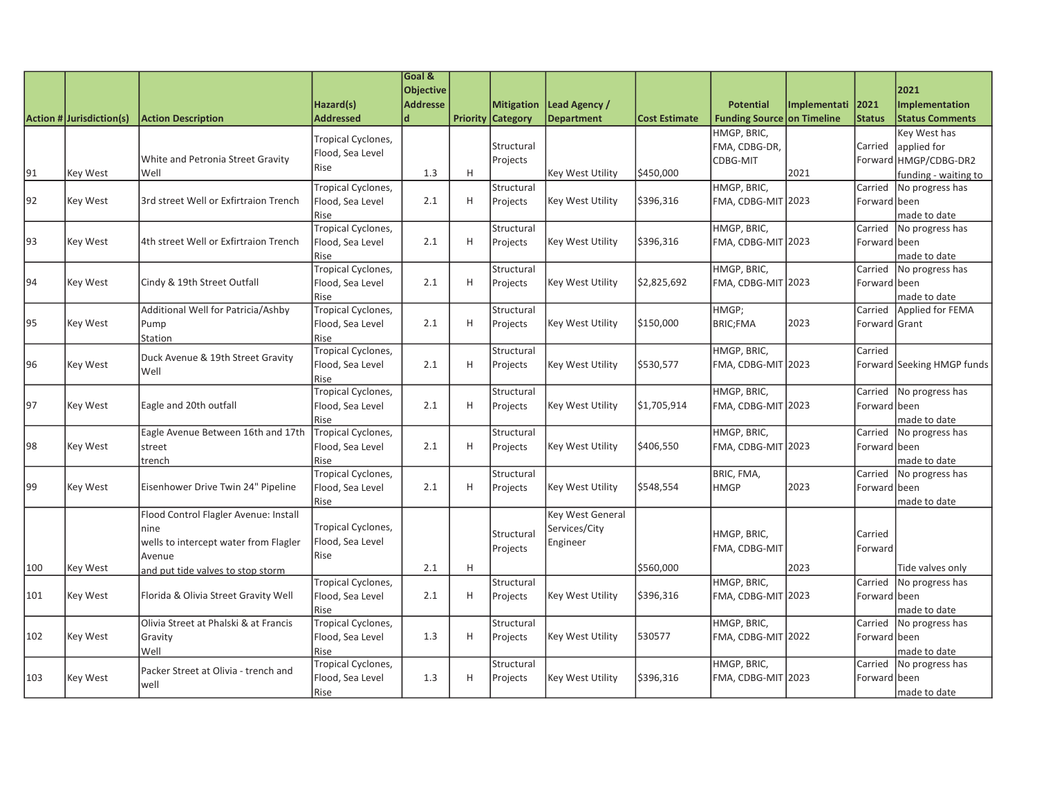| Action # | Jurisdiction(s) | Action Description | Hazard(s) Addressed | Goal & Objective Addressed | Priority | Mitigation Category | Lead Agency / Department | Cost Estimate | Potential Funding Source | Implementation Timeline | 2021 Status | 2021 Implementation Status Comments |
|---|---|---|---|---|---|---|---|---|---|---|---|---|
| 91 | Key West | White and Petronia Street Gravity Well | Tropical Cyclones, Flood, Sea Level Rise | 1.3 | H | Structural Projects | Key West Utility | $450,000 | HMGP, BRIC, FMA, CDBG-DR, CDBG-MIT | 2021 | Carried Forward | Key West has applied for HMGP/CDBG-DR2 funding - waiting to |
| 92 | Key West | 3rd street Well or Exfirtraion Trench | Tropical Cyclones, Flood, Sea Level Rise | 2.1 | H | Structural Projects | Key West Utility | $396,316 | HMGP, BRIC, FMA, CDBG-MIT | 2023 | Carried Forward | No progress has been made to date |
| 93 | Key West | 4th street Well or Exfirtraion Trench | Tropical Cyclones, Flood, Sea Level Rise | 2.1 | H | Structural Projects | Key West Utility | $396,316 | HMGP, BRIC, FMA, CDBG-MIT | 2023 | Carried Forward | No progress has been made to date |
| 94 | Key West | Cindy & 19th Street Outfall | Tropical Cyclones, Flood, Sea Level Rise | 2.1 | H | Structural Projects | Key West Utility | $2,825,692 | HMGP, BRIC, FMA, CDBG-MIT | 2023 | Carried Forward | No progress has been made to date |
| 95 | Key West | Additional Well for Patricia/Ashby Pump Station | Tropical Cyclones, Flood, Sea Level Rise | 2.1 | H | Structural Projects | Key West Utility | $150,000 | HMGP; BRIC;FMA | 2023 | Carried Forward | Applied for FEMA Grant |
| 96 | Key West | Duck Avenue & 19th Street Gravity Well | Tropical Cyclones, Flood, Sea Level Rise | 2.1 | H | Structural Projects | Key West Utility | $530,577 | HMGP, BRIC, FMA, CDBG-MIT | 2023 | Carried Forward | Seeking HMGP funds |
| 97 | Key West | Eagle and 20th outfall | Tropical Cyclones, Flood, Sea Level Rise | 2.1 | H | Structural Projects | Key West Utility | $1,705,914 | HMGP, BRIC, FMA, CDBG-MIT | 2023 | Carried Forward | No progress has been made to date |
| 98 | Key West | Eagle Avenue Between 16th and 17th street trench | Tropical Cyclones, Flood, Sea Level Rise | 2.1 | H | Structural Projects | Key West Utility | $406,550 | HMGP, BRIC, FMA, CDBG-MIT | 2023 | Carried Forward | No progress has been made to date |
| 99 | Key West | Eisenhower Drive Twin 24" Pipeline | Tropical Cyclones, Flood, Sea Level Rise | 2.1 | H | Structural Projects | Key West Utility | $548,554 | BRIC, FMA, HMGP | 2023 | Carried Forward | No progress has been made to date |
| 100 | Key West | Flood Control Flagler Avenue: Install nine wells to intercept water from Flagler Avenue and put tide valves to stop storm | Tropical Cyclones, Flood, Sea Level Rise | 2.1 | H | Structural Projects | Key West General Services/City Engineer | $560,000 | HMGP, BRIC, FMA, CDBG-MIT | 2023 | Carried Forward | Tide valves only |
| 101 | Key West | Florida & Olivia Street Gravity Well | Tropical Cyclones, Flood, Sea Level Rise | 2.1 | H | Structural Projects | Key West Utility | $396,316 | HMGP, BRIC, FMA, CDBG-MIT | 2023 | Carried Forward | No progress has been made to date |
| 102 | Key West | Olivia Street at Phalski & at Francis Gravity Well | Tropical Cyclones, Flood, Sea Level Rise | 1.3 | H | Structural Projects | Key West Utility | 530577 | HMGP, BRIC, FMA, CDBG-MIT | 2022 | Carried Forward | No progress has been made to date |
| 103 | Key West | Packer Street at Olivia - trench and well | Tropical Cyclones, Flood, Sea Level Rise | 1.3 | H | Structural Projects | Key West Utility | $396,316 | HMGP, BRIC, FMA, CDBG-MIT | 2023 | Carried Forward | No progress has been made to date |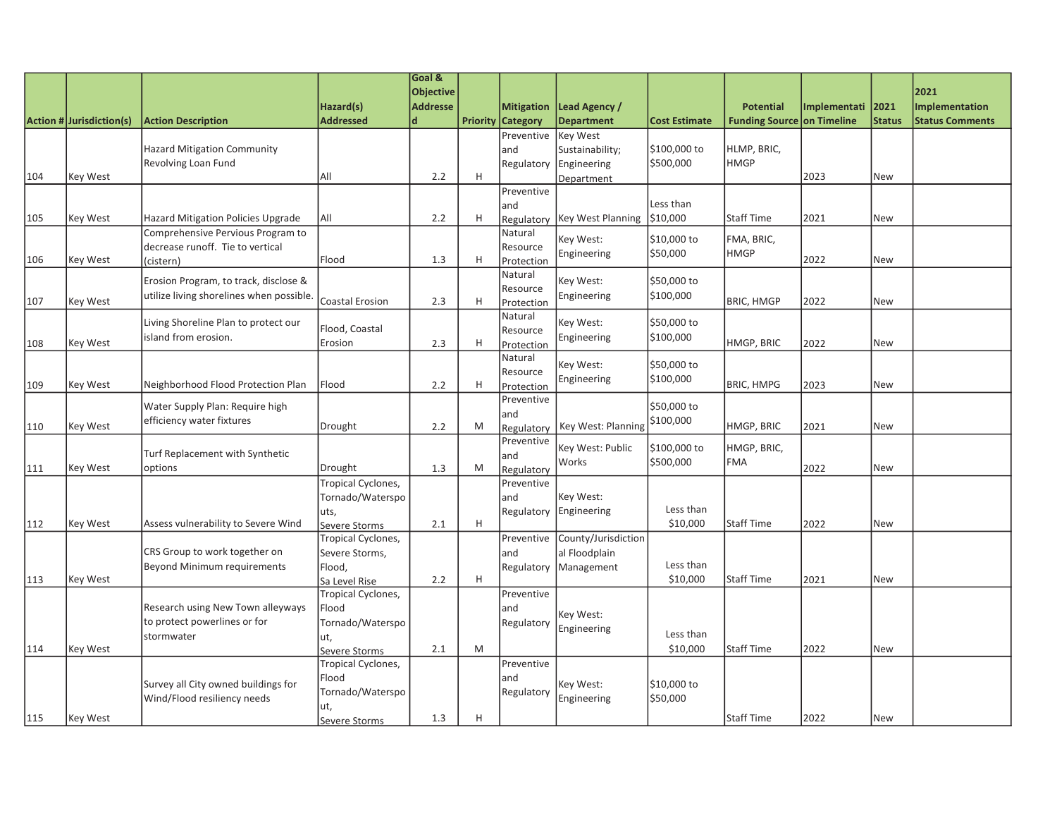| Action # | Jurisdiction(s) | Action Description | Hazard(s) Addressed | Goal & Objective Addressed | Priority | Mitigation Category | Lead Agency / Department | Cost Estimate | Potential Funding Source | Implementation Timeline | 2021 Status | 2021 Implementation Status Comments |
|---|---|---|---|---|---|---|---|---|---|---|---|---|
| 104 | Key West | Hazard Mitigation Community Revolving Loan Fund | All | 2.2 | H | Preventive and Regulatory | Key West Sustainability; Engineering Department | $100,000 to $500,000 | HLMP, BRIC, HMGP | 2023 | New | |
| 105 | Key West | Hazard Mitigation Policies Upgrade | All | 2.2 | H | Preventive and Regulatory | Key West Planning | Less than $10,000 | Staff Time | 2021 | New | |
| 106 | Key West | Comprehensive Pervious Program to decrease runoff. Tie to vertical (cistern) | Flood | 1.3 | H | Natural Resource Protection | Key West: Engineering | $10,000 to $50,000 | FMA, BRIC, HMGP | 2022 | New | |
| 107 | Key West | Erosion Program, to track, disclose & utilize living shorelines when possible. | Coastal Erosion | 2.3 | H | Natural Resource Protection | Key West: Engineering | $50,000 to $100,000 | BRIC, HMGP | 2022 | New | |
| 108 | Key West | Living Shoreline Plan to protect our island from erosion. | Flood, Coastal Erosion | 2.3 | H | Natural Resource Protection | Key West: Engineering | $50,000 to $100,000 | HMGP, BRIC | 2022 | New | |
| 109 | Key West | Neighborhood Flood Protection Plan | Flood | 2.2 | H | Natural Resource Protection | Key West: Engineering | $50,000 to $100,000 | BRIC, HMPG | 2023 | New | |
| 110 | Key West | Water Supply Plan: Require high efficiency water fixtures | Drought | 2.2 | M | Preventive and Regulatory | Key West: Planning | $50,000 to $100,000 | HMGP, BRIC | 2021 | New | |
| 111 | Key West | Turf Replacement with Synthetic options | Drought | 1.3 | M | Preventive and Regulatory | Key West: Public Works | $100,000 to $500,000 | HMGP, BRIC, FMA | 2022 | New | |
| 112 | Key West | Assess vulnerability to Severe Wind | Tropical Cyclones, Tornado/Waterspouts, Severe Storms | 2.1 | H | Preventive and Regulatory | Key West: Engineering | Less than $10,000 | Staff Time | 2022 | New | |
| 113 | Key West | CRS Group to work together on Beyond Minimum requirements | Tropical Cyclones, Severe Storms, Flood, Sa Level Rise | 2.2 | H | Preventive and Regulatory | County/Jurisdictional Floodplain Management | Less than $10,000 | Staff Time | 2021 | New | |
| 114 | Key West | Research using New Town alleyways to protect powerlines or for stormwater | Tropical Cyclones, Flood Tornado/Waterspout, Severe Storms | 2.1 | M | Preventive and Regulatory | Key West: Engineering | Less than $10,000 | Staff Time | 2022 | New | |
| 115 | Key West | Survey all City owned buildings for Wind/Flood resiliency needs | Tropical Cyclones, Flood Tornado/Waterspout, Severe Storms | 1.3 | H | Preventive and Regulatory | Key West: Engineering | $10,000 to $50,000 | Staff Time | 2022 | New | |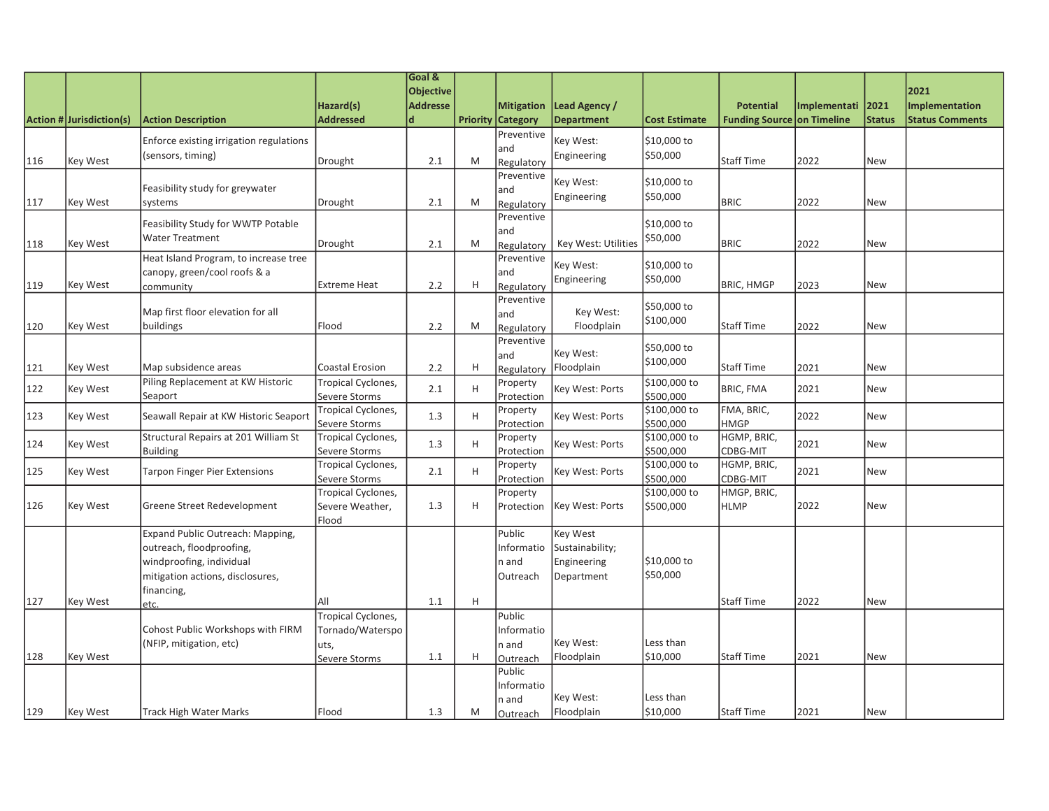| Action # | Jurisdiction(s) | Action Description | Hazard(s) Addressed | Goal & Objective Addressed | Priority | Mitigation Category | Lead Agency / Department | Cost Estimate | Potential Funding Source | Implementation Timeline | 2021 Status | 2021 Implementation Status Comments |
|---|---|---|---|---|---|---|---|---|---|---|---|---|
| 116 | Key West | Enforce existing irrigation regulations (sensors, timing) | Drought | 2.1 | M | Preventive and Regulatory | Key West: Engineering | $10,000 to $50,000 | Staff Time | 2022 | New | |
| 117 | Key West | Feasibility study for greywater systems | Drought | 2.1 | M | Preventive and Regulatory | Key West: Engineering | $10,000 to $50,000 | BRIC | 2022 | New | |
| 118 | Key West | Feasibility Study for WWTP Potable Water Treatment | Drought | 2.1 | M | Preventive and Regulatory | Key West: Utilities | $10,000 to $50,000 | BRIC | 2022 | New | |
| 119 | Key West | Heat Island Program, to increase tree canopy, green/cool roofs & a community | Extreme Heat | 2.2 | H | Preventive and Regulatory | Key West: Engineering | $10,000 to $50,000 | BRIC, HMGP | 2023 | New | |
| 120 | Key West | Map first floor elevation for all buildings | Flood | 2.2 | M | Preventive and Regulatory | Key West: Floodplain | $50,000 to $100,000 | Staff Time | 2022 | New | |
| 121 | Key West | Map subsidence areas | Coastal Erosion | 2.2 | H | Preventive and Regulatory | Key West: Floodplain | $50,000 to $100,000 | Staff Time | 2021 | New | |
| 122 | Key West | Piling Replacement at KW Historic Seaport | Tropical Cyclones, Severe Storms | 2.1 | H | Property Protection | Key West: Ports | $100,000 to $500,000 | BRIC, FMA | 2021 | New | |
| 123 | Key West | Seawall Repair at KW Historic Seaport | Tropical Cyclones, Severe Storms | 1.3 | H | Property Protection | Key West: Ports | $100,000 to $500,000 | FMA, BRIC, HMGP | 2022 | New | |
| 124 | Key West | Structural Repairs at 201 William St Building | Tropical Cyclones, Severe Storms | 1.3 | H | Property Protection | Key West: Ports | $100,000 to $500,000 | HGMP, BRIC, CDBG-MIT | 2021 | New | |
| 125 | Key West | Tarpon Finger Pier Extensions | Tropical Cyclones, Severe Storms | 2.1 | H | Property Protection | Key West: Ports | $100,000 to $500,000 | HGMP, BRIC, CDBG-MIT | 2021 | New | |
| 126 | Key West | Greene Street Redevelopment | Tropical Cyclones, Severe Weather, Flood | 1.3 | H | Property Protection | Key West: Ports | $100,000 to $500,000 | HMGP, BRIC, HLMP | 2022 | New | |
| 127 | Key West | Expand Public Outreach: Mapping, outreach, floodproofing, windproofing, individual mitigation actions, disclosures, financing, etc. | All | 1.1 | H | Public Information and Outreach | Key West Sustainability; Engineering Department | $10,000 to $50,000 | Staff Time | 2022 | New | |
| 128 | Key West | Cohost Public Workshops with FIRM (NFIP, mitigation, etc) | Tropical Cyclones, Tornado/Waterspouts, Severe Storms | 1.1 | H | Public Information and Outreach | Key West: Floodplain | Less than $10,000 | Staff Time | 2021 | New | |
| 129 | Key West | Track High Water Marks | Flood | 1.3 | M | Public Information and Outreach | Key West: Floodplain | Less than $10,000 | Staff Time | 2021 | New | |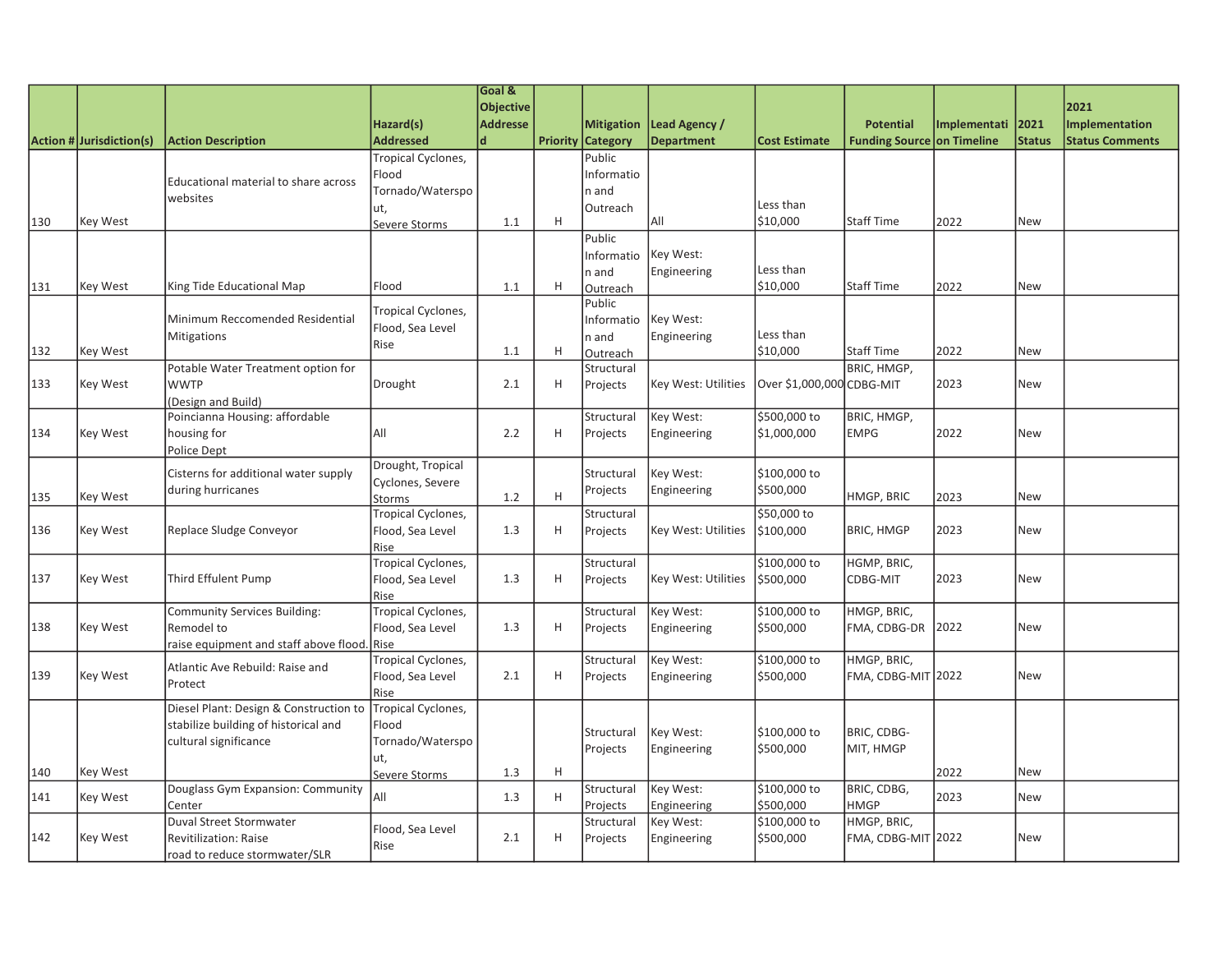| Action # | Jurisdiction(s) | Action Description | Hazard(s) Addressed | Goal & Objective Addressed | Priority | Mitigation Category | Lead Agency / Department | Cost Estimate | Potential Funding Source | Implementation Timeline | 2021 Status | 2021 Implementation Status Comments |
|---|---|---|---|---|---|---|---|---|---|---|---|---|
| 130 | Key West | Educational material to share across websites | Tropical Cyclones, Flood Tornado/Waterspout, Severe Storms | 1.1 | H | Public Information and Outreach | All | Less than $10,000 | Staff Time | 2022 | New | |
| 131 | Key West | King Tide Educational Map | Flood | 1.1 | H | Public Information and Outreach | Key West: Engineering | Less than $10,000 | Staff Time | 2022 | New | |
| 132 | Key West | Minimum Reccomended Residential Mitigations | Tropical Cyclones, Flood, Sea Level Rise | 1.1 | H | Public Information and Outreach | Key West: Engineering | Less than $10,000 | Staff Time | 2022 | New | |
| 133 | Key West | Potable Water Treatment option for WWTP (Design and Build) | Drought | 2.1 | H | Structural Projects | Key West: Utilities | Over $1,000,000 | BRIC, HMGP, CDBG-MIT | 2023 | New | |
| 134 | Key West | Poincianna Housing: affordable housing for Police Dept | All | 2.2 | H | Structural Projects | Key West: Engineering | $500,000 to $1,000,000 | BRIC, HMGP, EMPG | 2022 | New | |
| 135 | Key West | Cisterns for additional water supply during hurricanes | Drought, Tropical Cyclones, Severe Storms | 1.2 | H | Structural Projects | Key West: Engineering | $100,000 to $500,000 | HMGP, BRIC | 2023 | New | |
| 136 | Key West | Replace Sludge Conveyor | Tropical Cyclones, Flood, Sea Level Rise | 1.3 | H | Structural Projects | Key West: Utilities | $50,000 to $100,000 | BRIC, HMGP | 2023 | New | |
| 137 | Key West | Third Effulent Pump | Tropical Cyclones, Flood, Sea Level Rise | 1.3 | H | Structural Projects | Key West: Utilities | $100,000 to $500,000 | HGMP, BRIC, CDBG-MIT | 2023 | New | |
| 138 | Key West | Community Services Building: Remodel to raise equipment and staff above flood. | Tropical Cyclones, Flood, Sea Level Rise | 1.3 | H | Structural Projects | Key West: Engineering | $100,000 to $500,000 | HMGP, BRIC, FMA, CDBG-DR | 2022 | New | |
| 139 | Key West | Atlantic Ave Rebuild: Raise and Protect | Tropical Cyclones, Flood, Sea Level Rise | 2.1 | H | Structural Projects | Key West: Engineering | $100,000 to $500,000 | HMGP, BRIC, FMA, CDBG-MIT | 2022 | New | |
| 140 | Key West | Diesel Plant: Design & Construction to stabilize building of historical and cultural significance | Tropical Cyclones, Flood Tornado/Waterspout, Severe Storms | 1.3 | H | Structural Projects | Key West: Engineering | $100,000 to $500,000 | BRIC, CDBG-MIT, HMGP | 2022 | New | |
| 141 | Key West | Douglass Gym Expansion: Community Center | All | 1.3 | H | Structural Projects | Key West: Engineering | $100,000 to $500,000 | BRIC, CDBG, HMGP | 2023 | New | |
| 142 | Key West | Duval Street Stormwater Revitilization: Raise road to reduce stormwater/SLR | Flood, Sea Level Rise | 2.1 | H | Structural Projects | Key West: Engineering | $100,000 to $500,000 | HMGP, BRIC, FMA, CDBG-MIT | 2022 | New | |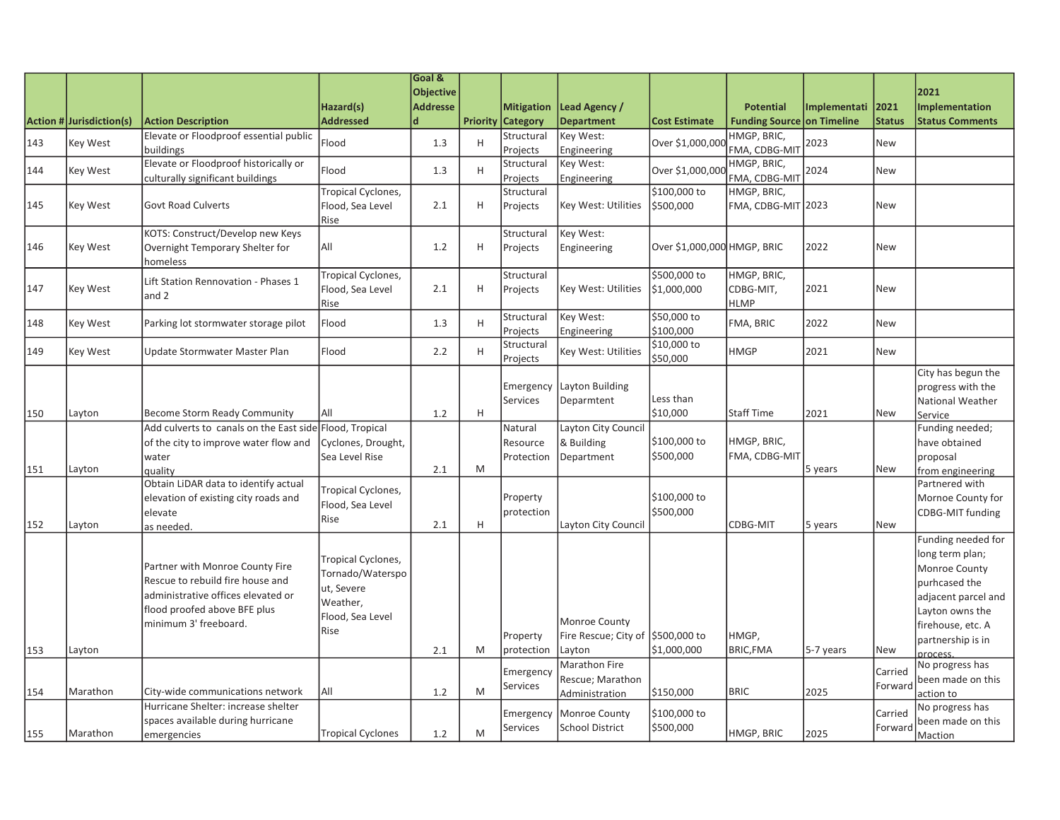| Action # | Jurisdiction(s) | Action Description | Hazard(s) Addressed | Goal & Objective Addressed | Priority | Mitigation Category | Lead Agency / Department | Cost Estimate | Potential Funding Source | Implementation Timeline | 2021 Status | 2021 Implementation Status Comments |
|---|---|---|---|---|---|---|---|---|---|---|---|---|
| 143 | Key West | Elevate or Floodproof essential public buildings | Flood | 1.3 | H | Structural Projects | Key West: Engineering | Over $1,000,000 | HMGP, BRIC, FMA, CDBG-MIT | 2023 | New | |
| 144 | Key West | Elevate or Floodproof historically or culturally significant buildings | Flood | 1.3 | H | Structural Projects | Key West: Engineering | Over $1,000,000 | HMGP, BRIC, FMA, CDBG-MIT | 2024 | New | |
| 145 | Key West | Govt Road Culverts | Tropical Cyclones, Flood, Sea Level Rise | 2.1 | H | Structural Projects | Key West: Utilities | $100,000 to $500,000 | HMGP, BRIC, FMA, CDBG-MIT | 2023 | New | |
| 146 | Key West | KOTS: Construct/Develop new Keys Overnight Temporary Shelter for homeless | All | 1.2 | H | Structural Projects | Key West: Engineering | Over $1,000,000 | HMGP, BRIC | 2022 | New | |
| 147 | Key West | Lift Station Rennovation - Phases 1 and 2 | Tropical Cyclones, Flood, Sea Level Rise | 2.1 | H | Structural Projects | Key West: Utilities | $500,000 to $1,000,000 | HMGP, BRIC, CDBG-MIT, HLMP | 2021 | New | |
| 148 | Key West | Parking lot stormwater storage pilot | Flood | 1.3 | H | Structural Projects | Key West: Engineering | $50,000 to $100,000 | FMA, BRIC | 2022 | New | |
| 149 | Key West | Update Stormwater Master Plan | Flood | 2.2 | H | Structural Projects | Key West: Utilities | $10,000 to $50,000 | HMGP | 2021 | New | |
| 150 | Layton | Become Storm Ready Community | All | 1.2 | H | Emergency Services | Layton Building Deparmtent | Less than $10,000 | Staff Time | 2021 | New | City has begun the progress with the National Weather Service |
| 151 | Layton | Add culverts to canals on the East side of the city to improve water flow and water quality | Flood, Tropical Cyclones, Drought, Sea Level Rise | 2.1 | M | Natural Resource Protection | Layton City Council & Building Department | $100,000 to $500,000 | HMGP, BRIC, FMA, CDBG-MIT | 5 years | New | Funding needed; have obtained proposal from engineering |
| 152 | Layton | Obtain LiDAR data to identify actual elevation of existing city roads and elevate as needed. | Tropical Cyclones, Flood, Sea Level Rise | 2.1 | H | Property protection | Layton City Council | $100,000 to $500,000 | CDBG-MIT | 5 years | New | Partnered with Mornoe County for CDBG-MIT funding |
| 153 | Layton | Partner with Monroe County Fire Rescue to rebuild fire house and administrative offices elevated or flood proofed above BFE plus minimum 3' freeboard. | Tropical Cyclones, Tornado/Waterspout, Severe Weather, Flood, Sea Level Rise | 2.1 | M | Property protection | Monroe County Fire Rescue; City of Layton | $500,000 to $1,000,000 | HMGP, BRIC,FMA | 5-7 years | New | Funding needed for long term plan; Monroe County purhcased the adjacent parcel and Layton owns the firehouse, etc. A partnership is in process. |
| 154 | Marathon | City-wide communications network | All | 1.2 | M | Emergency Services | Marathon Fire Rescue; Marathon Administration | $150,000 | BRIC | 2025 | Carried Forward | No progress has been made on this action to |
| 155 | Marathon | Hurricane Shelter: increase shelter spaces available during hurricane emergencies | Tropical Cyclones | 1.2 | M | Emergency Services | Monroe County School District | $100,000 to $500,000 | HMGP, BRIC | 2025 | Carried Forward | No progress has been made on this Maction |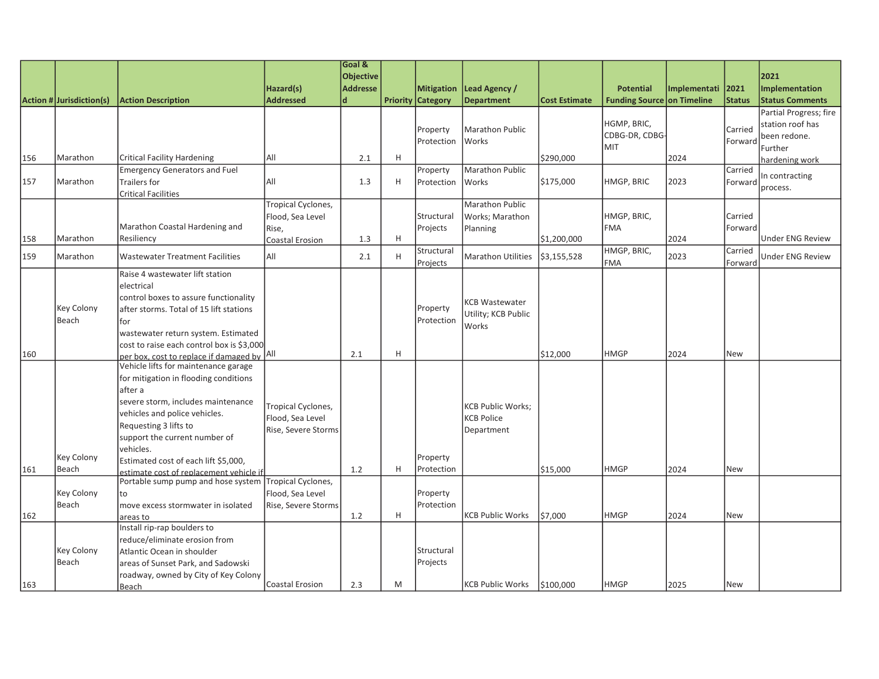| Action # | Jurisdiction(s) | Action Description | Hazard(s) Addressed | Goal & Objective Addressed | Priority | Mitigation Category | Lead Agency / Department | Cost Estimate | Potential Funding Source | Implementation Timeline | 2021 Status | 2021 Implementation Status Comments |
|---|---|---|---|---|---|---|---|---|---|---|---|---|
| 156 | Marathon | Critical Facility Hardening | All | 2.1 | H | Property Protection | Marathon Public Works | $290,000 | HGMP, BRIC, CDBG-DR, CDBG-MIT | 2024 | Carried Forward | Partial Progress; fire station roof has been redone. Further hardening work |
| 157 | Marathon | Emergency Generators and Fuel Trailers for Critical Facilities | All | 1.3 | H | Property Protection | Marathon Public Works | $175,000 | HMGP, BRIC | 2023 | Carried Forward | In contracting process. |
| 158 | Marathon | Marathon Coastal Hardening and Resiliency | Tropical Cyclones, Flood, Sea Level Rise, Coastal Erosion | 1.3 | H | Structural Projects | Marathon Public Works; Marathon Planning | $1,200,000 | HMGP, BRIC, FMA | 2024 | Carried Forward | Under ENG Review |
| 159 | Marathon | Wastewater Treatment Facilities | All | 2.1 | H | Structural Projects | Marathon Utilities | $3,155,528 | HMGP, BRIC, FMA | 2023 | Carried Forward | Under ENG Review |
| 160 | Key Colony Beach | Raise 4 wastewater lift station electrical control boxes to assure functionality after storms. Total of 15 lift stations for wastewater return system. Estimated cost to raise each control box is $3,000 per box, cost to replace if damaged by | All | 2.1 | H | Property Protection | KCB Wastewater Utility; KCB Public Works | $12,000 | HMGP | 2024 | New | |
| 161 | Key Colony Beach | Vehicle lifts for maintenance garage for mitigation in flooding conditions after a severe storm, includes maintenance vehicles and police vehicles. Requesting 3 lifts to support the current number of vehicles. Estimated cost of each lift $5,000, estimate cost of replacement vehicle if | Tropical Cyclones, Flood, Sea Level Rise, Severe Storms | 1.2 | H | Property Protection | KCB Public Works; KCB Police Department | $15,000 | HMGP | 2024 | New | |
| 162 | Key Colony Beach | Portable sump pump and hose system to move excess stormwater in isolated areas to | Tropical Cyclones, Flood, Sea Level Rise, Severe Storms | 1.2 | H | Property Protection | KCB Public Works | $7,000 | HMGP | 2024 | New | |
| 163 | Key Colony Beach | Install rip-rap boulders to reduce/eliminate erosion from Atlantic Ocean in shoulder areas of Sunset Park, and Sadowski roadway, owned by City of Key Colony Beach | Coastal Erosion | 2.3 | M | Structural Projects | KCB Public Works | $100,000 | HMGP | 2025 | New | |